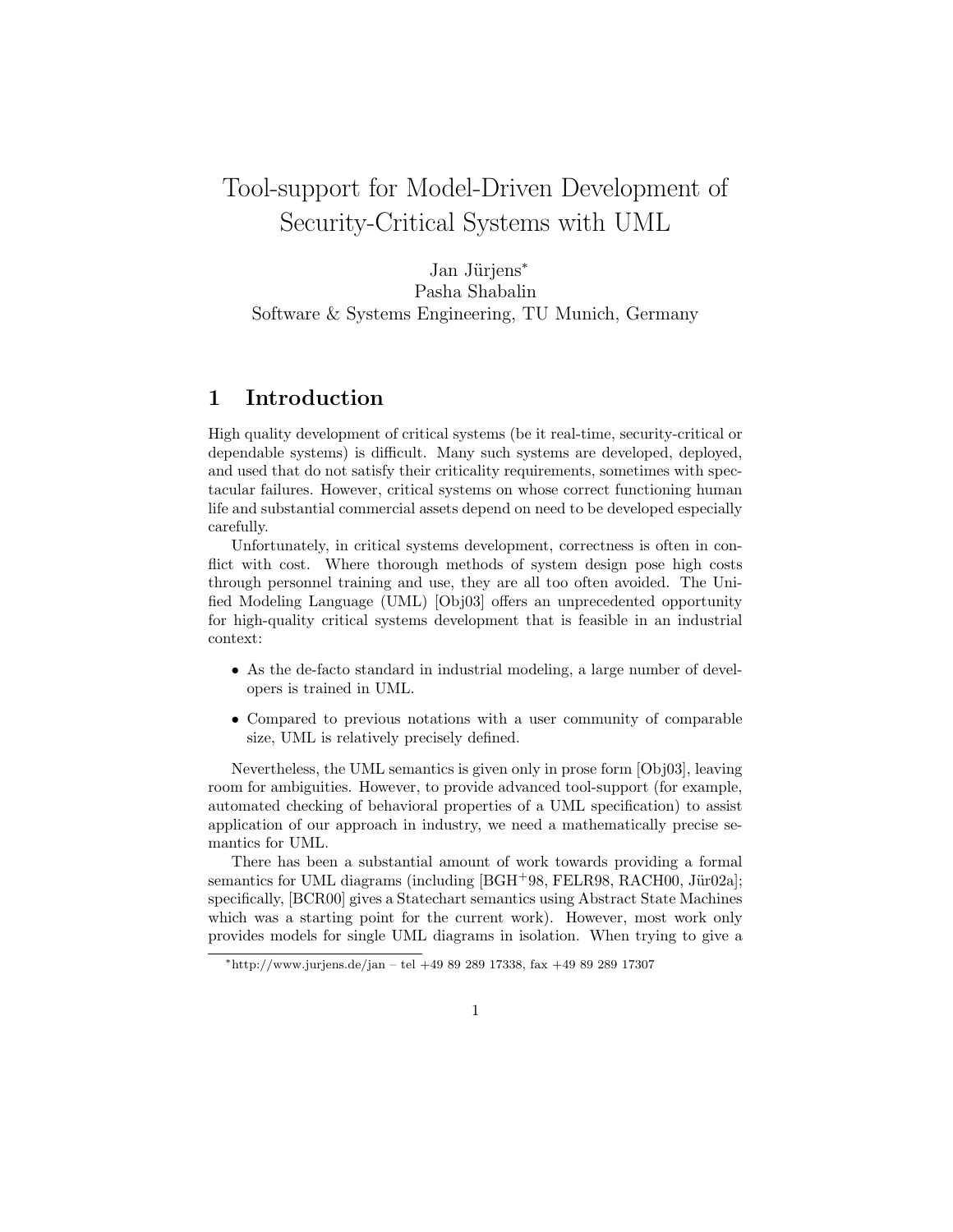# Tool-support for Model-Driven Development of Security-Critical Systems with UML

Jan Jürjens*
Pasha Shabalin
Software & Systems Engineering, TU Munich, Germany

## 1 Introduction

High quality development of critical systems (be it real-time, security-critical or dependable systems) is difficult. Many such systems are developed, deployed, and used that do not satisfy their criticality requirements, sometimes with spectacular failures. However, critical systems on whose correct functioning human life and substantial commercial assets depend on need to be developed especially carefully.

Unfortunately, in critical systems development, correctness is often in conflict with cost. Where thorough methods of system design pose high costs through personnel training and use, they are all too often avoided. The Unified Modeling Language (UML) [Obj03] offers an unprecedented opportunity for high-quality critical systems development that is feasible in an industrial context:

- As the de-facto standard in industrial modeling, a large number of developers is trained in UML.
- Compared to previous notations with a user community of comparable size, UML is relatively precisely defined.

Nevertheless, the UML semantics is given only in prose form [Obj03], leaving room for ambiguities. However, to provide advanced tool-support (for example, automated checking of behavioral properties of a UML specification) to assist application of our approach in industry, we need a mathematically precise semantics for UML.

There has been a substantial amount of work towards providing a formal semantics for UML diagrams (including [BGH+98, FELR98, RACH00, Jür02a]; specifically, [BCR00] gives a Statechart semantics using Abstract State Machines which was a starting point for the current work). However, most work only provides models for single UML diagrams in isolation. When trying to give a

*http://www.jurjens.de/jan – tel +49 89 289 17338, fax +49 89 289 17307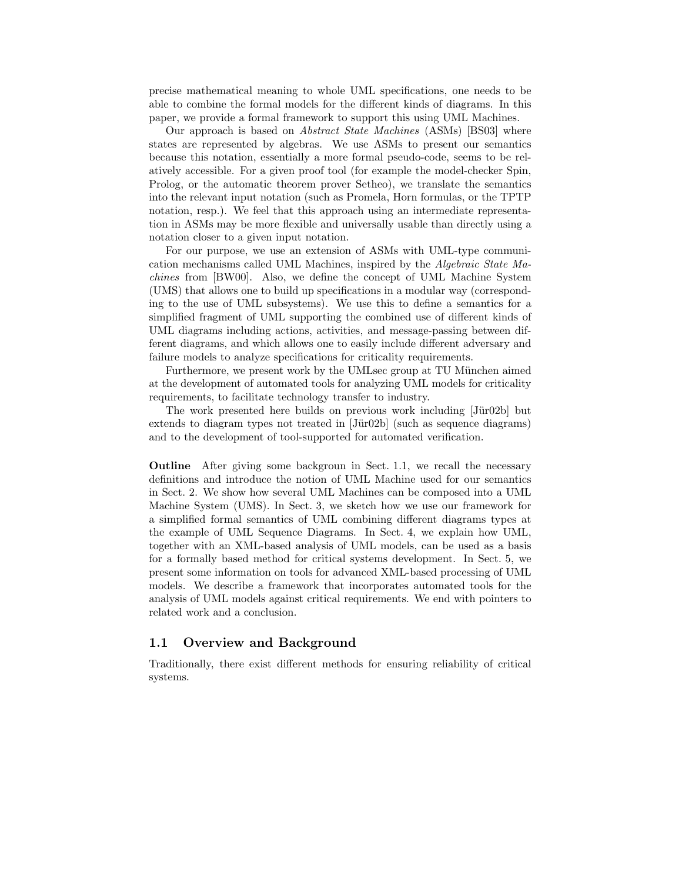precise mathematical meaning to whole UML specifications, one needs to be able to combine the formal models for the different kinds of diagrams. In this paper, we provide a formal framework to support this using UML Machines.

Our approach is based on *Abstract State Machines* (ASMs) [BS03] where states are represented by algebras. We use ASMs to present our semantics because this notation, essentially a more formal pseudo-code, seems to be relatively accessible. For a given proof tool (for example the model-checker Spin, Prolog, or the automatic theorem prover Setheo), we translate the semantics into the relevant input notation (such as Promela, Horn formulas, or the TPTP notation, resp.). We feel that this approach using an intermediate representation in ASMs may be more flexible and universally usable than directly using a notation closer to a given input notation.

For our purpose, we use an extension of ASMs with UML-type communication mechanisms called UML Machines, inspired by the *Algebraic State Machines* from [BW00]. Also, we define the concept of UML Machine System (UMS) that allows one to build up specifications in a modular way (corresponding to the use of UML subsystems). We use this to define a semantics for a simplified fragment of UML supporting the combined use of different kinds of UML diagrams including actions, activities, and message-passing between different diagrams, and which allows one to easily include different adversary and failure models to analyze specifications for criticality requirements.

Furthermore, we present work by the UMLsec group at TU München aimed at the development of automated tools for analyzing UML models for criticality requirements, to facilitate technology transfer to industry.

The work presented here builds on previous work including [Jür02b] but extends to diagram types not treated in [Jür02b] (such as sequence diagrams) and to the development of tool-supported for automated verification.

**Outline** After giving some backgroun in Sect. 1.1, we recall the necessary definitions and introduce the notion of UML Machine used for our semantics in Sect. 2. We show how several UML Machines can be composed into a UML Machine System (UMS). In Sect. 3, we sketch how we use our framework for a simplified formal semantics of UML combining different diagrams types at the example of UML Sequence Diagrams. In Sect. 4, we explain how UML, together with an XML-based analysis of UML models, can be used as a basis for a formally based method for critical systems development. In Sect. 5, we present some information on tools for advanced XML-based processing of UML models. We describe a framework that incorporates automated tools for the analysis of UML models against critical requirements. We end with pointers to related work and a conclusion.

## 1.1 Overview and Background

Traditionally, there exist different methods for ensuring reliability of critical systems.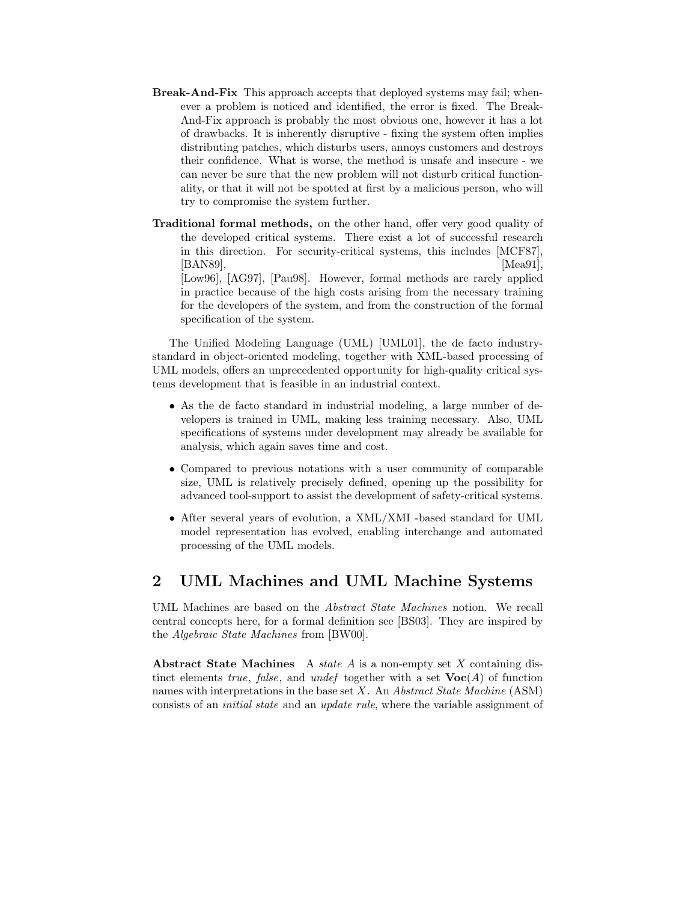**Break-And-Fix** This approach accepts that deployed systems may fail; whenever a problem is noticed and identified, the error is fixed. The Break-And-Fix approach is probably the most obvious one, however it has a lot of drawbacks. It is inherently disruptive - fixing the system often implies distributing patches, which disturbs users, annoys customers and destroys their confidence. What is worse, the method is unsafe and insecure - we can never be sure that the new problem will not disturb critical functionality, or that it will not be spotted at first by a malicious person, who will try to compromise the system further.

**Traditional formal methods,** on the other hand, offer very good quality of the developed critical systems. There exist a lot of successful research in this direction. For security-critical systems, this includes [MCF87], [BAN89], [Mea91], [Low96], [AG97], [Pau98]. However, formal methods are rarely applied in practice because of the high costs arising from the necessary training for the developers of the system, and from the construction of the formal specification of the system.

The Unified Modeling Language (UML) [UML01], the de facto industry-standard in object-oriented modeling, together with XML-based processing of UML models, offers an unprecedented opportunity for high-quality critical systems development that is feasible in an industrial context.

- As the de facto standard in industrial modeling, a large number of developers is trained in UML, making less training necessary. Also, UML specifications of systems under development may already be available for analysis, which again saves time and cost.
- Compared to previous notations with a user community of comparable size, UML is relatively precisely defined, opening up the possibility for advanced tool-support to assist the development of safety-critical systems.
- After several years of evolution, a XML/XMI -based standard for UML model representation has evolved, enabling interchange and automated processing of the UML models.

## 2 UML Machines and UML Machine Systems

UML Machines are based on the *Abstract State Machines* notion. We recall central concepts here, for a formal definition see [BS03]. They are inspired by the *Algebraic State Machines* from [BW00].

**Abstract State Machines** A *state* $A$ is a non-empty set $X$ containing distinct elements *true*, *false*, and *undef* together with a set $\mathbf{Voc}(A)$ of function names with interpretations in the base set $X$. An *Abstract State Machine* (ASM) consists of an *initial state* and an *update rule*, where the variable assignment of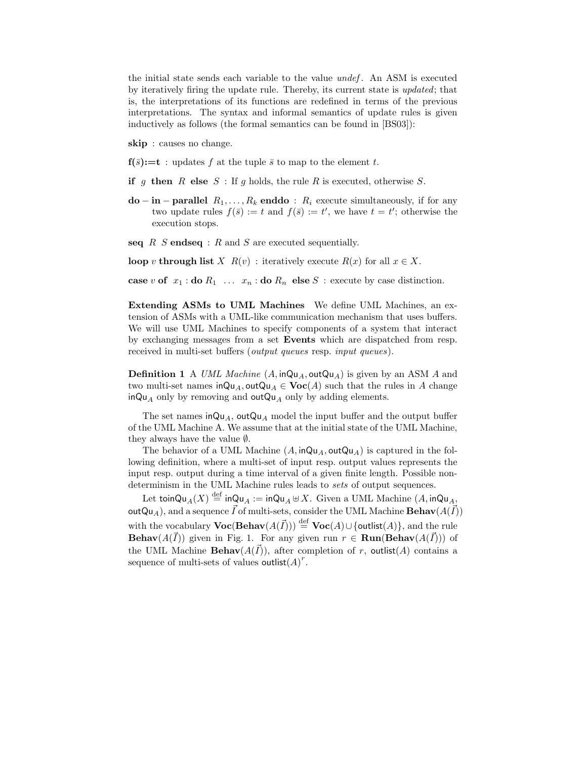the initial state sends each variable to the value *undef*. An ASM is executed by iteratively firing the update rule. Thereby, its current state is *updated*; that is, the interpretations of its functions are redefined in terms of the previous interpretations. The syntax and informal semantics of update rules is given inductively as follows (the formal semantics can be found in [BS03]):

**skip** : causes no change.

**f($\bar{s}$):=t** : updates $f$ at the tuple $\bar{s}$ to map to the element $t$.

**if** $g$ **then** $R$ **else** $S$ : If $g$ holds, the rule $R$ is executed, otherwise $S$.

**do – in – parallel** $R_1, \ldots, R_k$ **enddo** : $R_i$ execute simultaneously, if for any two update rules $f(\bar{s}) := t$ and $f(\bar{s}) := t'$, we have $t = t'$; otherwise the execution stops.

**seq** $R$ $S$ **endseq** : $R$ and $S$ are executed sequentially.

**loop** $v$ **through list** $X$ $R(v)$ : iteratively execute $R(x)$ for all $x \in X$.

**case** $v$ **of** $x_1$ : **do** $R_1$ $\ldots$ $x_n$ : **do** $R_n$ **else** $S$ : execute by case distinction.

**Extending ASMs to UML Machines** We define UML Machines, an extension of ASMs with a UML-like communication mechanism that uses buffers. We will use UML Machines to specify components of a system that interact by exchanging messages from a set **Events** which are dispatched from resp. received in multi-set buffers (*output queues* resp. *input queues*).

**Definition 1** A *UML Machine* $(A, \mathsf{inQu}_A, \mathsf{outQu}_A)$ is given by an ASM $A$ and two multi-set names $\mathsf{inQu}_A, \mathsf{outQu}_A \in \mathbf{Voc}(A)$ such that the rules in $A$ change $\mathsf{inQu}_A$ only by removing and $\mathsf{outQu}_A$ only by adding elements.

The set names $\mathsf{inQu}_A$, $\mathsf{outQu}_A$ model the input buffer and the output buffer of the UML Machine A. We assume that at the initial state of the UML Machine, they always have the value $\emptyset$.

The behavior of a UML Machine $(A, \mathsf{inQu}_A, \mathsf{outQu}_A)$ is captured in the following definition, where a multi-set of input resp. output values represents the input resp. output during a time interval of a given finite length. Possible nondeterminism in the UML Machine rules leads to *sets* of output sequences.

Let $\mathsf{toinQu}_A(X) \stackrel{\text{def}}{=} \mathsf{inQu}_A := \mathsf{inQu}_A \uplus X$. Given a UML Machine $(A, \mathsf{inQu}_A, \mathsf{outQu}_A)$, and a sequence $\vec{I}$ of multi-sets, consider the UML Machine $\mathbf{Behav}(A(\vec{I}))$ with the vocabulary $\mathbf{Voc}(\mathbf{Behav}(A(\vec{I}))) \stackrel{\text{def}}{=} \mathbf{Voc}(A) \cup \{\mathsf{outlist}(A)\}$, and the rule $\mathbf{Behav}(A(\vec{I}))$ given in Fig. 1. For any given run $r \in \mathbf{Run}(\mathbf{Behav}(A(\vec{I})))$ of the UML Machine $\mathbf{Behav}(A(\vec{I}))$, after completion of $r$, $\mathsf{outlist}(A)$ contains a sequence of multi-sets of values $\mathsf{outlist}(A)^r$.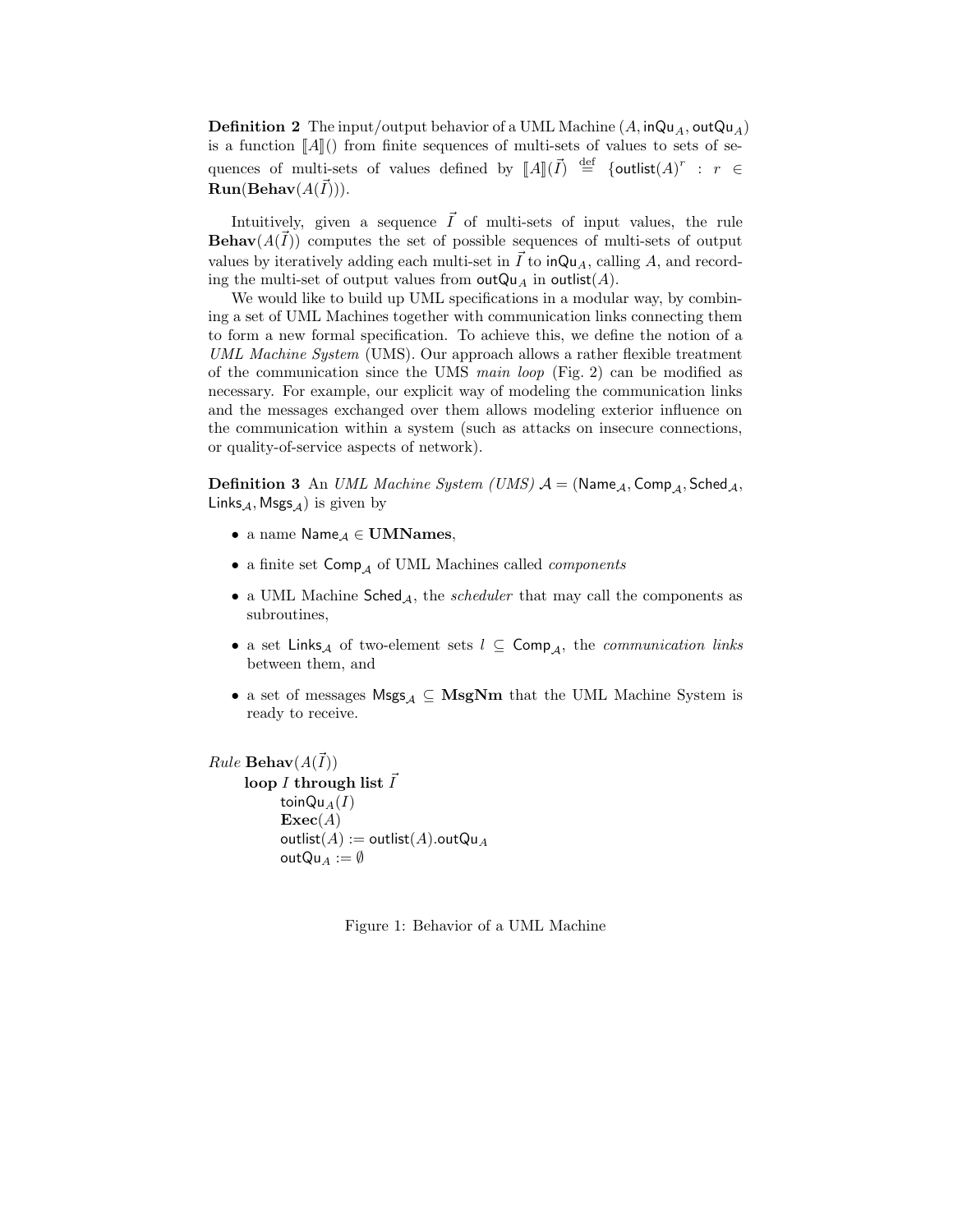**Definition 2** The input/output behavior of a UML Machine $(A, \mathsf{inQu}_A, \mathsf{outQu}_A)$ is a function $[\![A]\!]()$ from finite sequences of multi-sets of values to sets of sequences of multi-sets of values defined by $[\![A]\!](\vec{I}) \stackrel{\text{def}}{=} \{\mathsf{outlist}(A)^r : r \in \mathbf{Run}(\mathbf{Behav}(A(\vec{I})))$.

Intuitively, given a sequence $\vec{I}$ of multi-sets of input values, the rule $\mathbf{Behav}(A(\vec{I}))$ computes the set of possible sequences of multi-sets of output values by iteratively adding each multi-set in $\vec{I}$ to $\mathsf{inQu}_A$, calling $A$, and recording the multi-set of output values from $\mathsf{outQu}_A$ in $\mathsf{outlist}(A)$.

We would like to build up UML specifications in a modular way, by combining a set of UML Machines together with communication links connecting them to form a new formal specification. To achieve this, we define the notion of a *UML Machine System* (UMS). Our approach allows a rather flexible treatment of the communication since the UMS *main loop* (Fig. 2) can be modified as necessary. For example, our explicit way of modeling the communication links and the messages exchanged over them allows modeling exterior influence on the communication within a system (such as attacks on insecure connections, or quality-of-service aspects of network).

**Definition 3** An *UML Machine System (UMS)* $\mathcal{A} = (\mathsf{Name}_{\mathcal{A}}, \mathsf{Comp}_{\mathcal{A}}, \mathsf{Sched}_{\mathcal{A}}, \mathsf{Links}_{\mathcal{A}}, \mathsf{Msgs}_{\mathcal{A}})$ is given by

- a name $\mathsf{Name}_{\mathcal{A}} \in \mathbf{UMNames}$,
- a finite set $\mathsf{Comp}_{\mathcal{A}}$ of UML Machines called *components*
- a UML Machine $\mathsf{Sched}_{\mathcal{A}}$, the *scheduler* that may call the components as subroutines,
- a set $\mathsf{Links}_{\mathcal{A}}$ of two-element sets $l \subseteq \mathsf{Comp}_{\mathcal{A}}$, the *communication links* between them, and
- a set of messages $\mathsf{Msgs}_{\mathcal{A}} \subseteq \mathbf{MsgNm}$ that the UML Machine System is ready to receive.

*Rule* $\mathbf{Behav}(A(\vec{I}))$
&nbsp;&nbsp;&nbsp;&nbsp;**loop** $I$ **through list** $\vec{I}$
&nbsp;&nbsp;&nbsp;&nbsp;&nbsp;&nbsp;&nbsp;&nbsp;$\mathsf{toinQu}_A(I)$
&nbsp;&nbsp;&nbsp;&nbsp;&nbsp;&nbsp;&nbsp;&nbsp;$\mathbf{Exec}(A)$
&nbsp;&nbsp;&nbsp;&nbsp;&nbsp;&nbsp;&nbsp;&nbsp;$\mathsf{outlist}(A) := \mathsf{outlist}(A).\mathsf{outQu}_A$
&nbsp;&nbsp;&nbsp;&nbsp;&nbsp;&nbsp;&nbsp;&nbsp;$\mathsf{outQu}_A := \emptyset$

Figure 1: Behavior of a UML Machine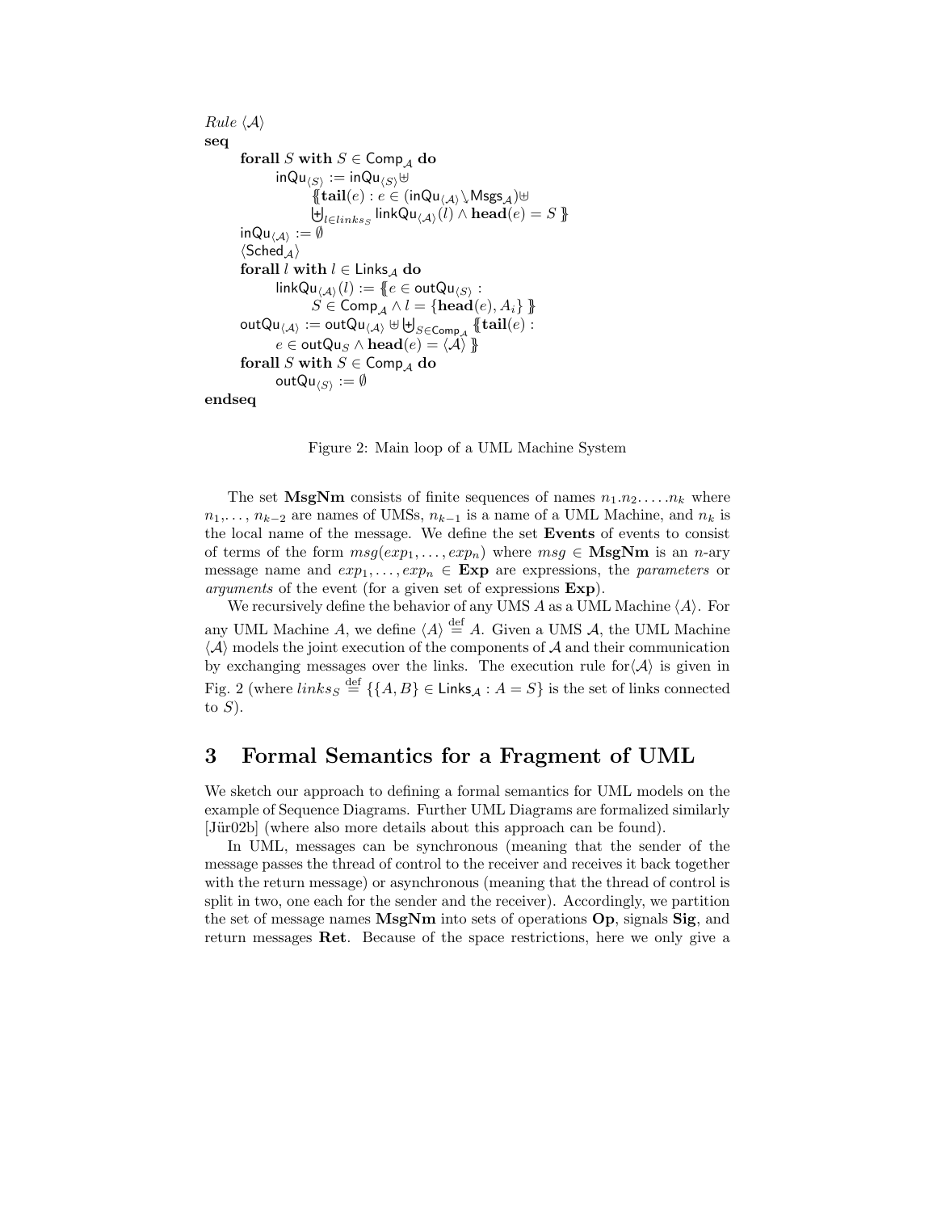*Rule* $\langle \mathcal{A} \rangle$

**seq**

&nbsp;&nbsp;&nbsp;&nbsp;**forall** $S$ **with** $S \in \mathsf{Comp}_{\mathcal{A}}$ **do**

&nbsp;&nbsp;&nbsp;&nbsp;&nbsp;&nbsp;&nbsp;&nbsp;$\mathsf{inQu}_{\langle S \rangle} := \mathsf{inQu}_{\langle S \rangle} \uplus$

&nbsp;&nbsp;&nbsp;&nbsp;&nbsp;&nbsp;&nbsp;&nbsp;&nbsp;&nbsp;&nbsp;&nbsp;$\{\!\{ \mathbf{tail}(e) : e \in (\mathsf{inQu}_{\langle \mathcal{A} \rangle} \searrow \mathsf{Msgs}_{\mathcal{A}}) \uplus$

&nbsp;&nbsp;&nbsp;&nbsp;&nbsp;&nbsp;&nbsp;&nbsp;&nbsp;&nbsp;&nbsp;&nbsp;$\biguplus_{l \in links_S} \mathsf{linkQu}_{\langle \mathcal{A} \rangle}(l) \wedge \mathbf{head}(e) = S \}\!\}$

&nbsp;&nbsp;&nbsp;&nbsp;$\mathsf{inQu}_{\langle \mathcal{A} \rangle} := \emptyset$

&nbsp;&nbsp;&nbsp;&nbsp;$\langle \mathsf{Sched}_{\mathcal{A}} \rangle$

&nbsp;&nbsp;&nbsp;&nbsp;**forall** $l$ **with** $l \in \mathsf{Links}_{\mathcal{A}}$ **do**

&nbsp;&nbsp;&nbsp;&nbsp;&nbsp;&nbsp;&nbsp;&nbsp;$\mathsf{linkQu}_{\langle \mathcal{A} \rangle}(l) := \{\!\{ e \in \mathsf{outQu}_{\langle S \rangle} :$

&nbsp;&nbsp;&nbsp;&nbsp;&nbsp;&nbsp;&nbsp;&nbsp;&nbsp;&nbsp;&nbsp;&nbsp;$S \in \mathsf{Comp}_{\mathcal{A}} \wedge l = \{\mathbf{head}(e), A_i\} \}\!\}$

&nbsp;&nbsp;&nbsp;&nbsp;$\mathsf{outQu}_{\langle \mathcal{A} \rangle} := \mathsf{outQu}_{\langle \mathcal{A} \rangle} \uplus \biguplus_{S \in \mathsf{Comp}_{\mathcal{A}}} \{\!\{ \mathbf{tail}(e) :$

&nbsp;&nbsp;&nbsp;&nbsp;&nbsp;&nbsp;&nbsp;&nbsp;$e \in \mathsf{outQu}_S \wedge \mathbf{head}(e) = \langle \mathcal{A} \rangle \}\!\}$

&nbsp;&nbsp;&nbsp;&nbsp;**forall** $S$ **with** $S \in \mathsf{Comp}_{\mathcal{A}}$ **do**

&nbsp;&nbsp;&nbsp;&nbsp;&nbsp;&nbsp;&nbsp;&nbsp;$\mathsf{outQu}_{\langle S \rangle} := \emptyset$

**endseq**

Figure 2: Main loop of a UML Machine System

The set **MsgNm** consists of finite sequences of names $n_1.n_2.\ldots.n_k$ where $n_1, \ldots, n_{k-2}$ are names of UMSs, $n_{k-1}$ is a name of a UML Machine, and $n_k$ is the local name of the message. We define the set **Events** of events to consist of terms of the form $msg(exp_1, \ldots, exp_n)$ where $msg \in \mathbf{MsgNm}$ is an $n$-ary message name and $exp_1, \ldots, exp_n \in \mathbf{Exp}$ are expressions, the *parameters* or *arguments* of the event (for a given set of expressions **Exp**).

We recursively define the behavior of any UMS $A$ as a UML Machine $\langle A \rangle$. For any UML Machine $A$, we define $\langle A \rangle \stackrel{\text{def}}{=} A$. Given a UMS $\mathcal{A}$, the UML Machine $\langle \mathcal{A} \rangle$ models the joint execution of the components of $\mathcal{A}$ and their communication by exchanging messages over the links. The execution rule for $\langle \mathcal{A} \rangle$ is given in Fig. 2 (where $links_S \stackrel{\text{def}}{=} \{\{A, B\} \in \mathsf{Links}_{\mathcal{A}} : A = S\}$ is the set of links connected to $S$).

## 3 Formal Semantics for a Fragment of UML

We sketch our approach to defining a formal semantics for UML models on the example of Sequence Diagrams. Further UML Diagrams are formalized similarly [Jür02b] (where also more details about this approach can be found).

In UML, messages can be synchronous (meaning that the sender of the message passes the thread of control to the receiver and receives it back together with the return message) or asynchronous (meaning that the thread of control is split in two, one each for the sender and the receiver). Accordingly, we partition the set of message names **MsgNm** into sets of operations **Op**, signals **Sig**, and return messages **Ret**. Because of the space restrictions, here we only give a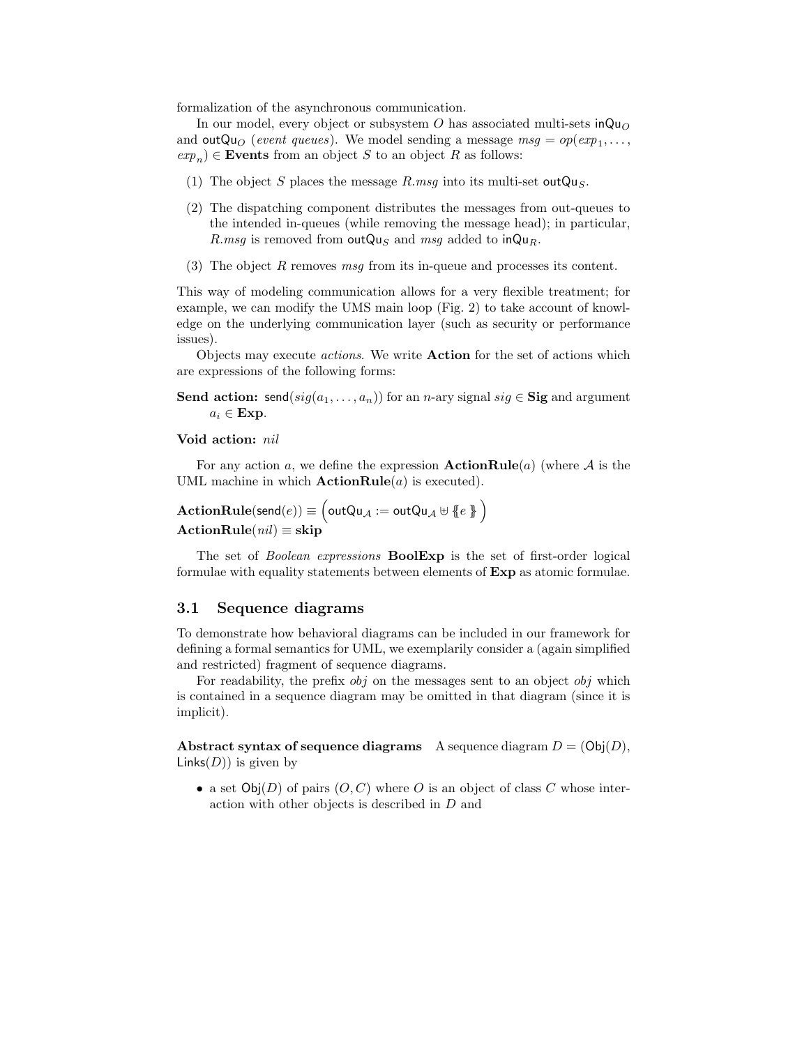formalization of the asynchronous communication.

In our model, every object or subsystem $O$ has associated multi-sets $\mathsf{inQu}_O$ and $\mathsf{outQu}_O$ (*event queues*). We model sending a message $msg = op(exp_1, \ldots, exp_n) \in \mathbf{Events}$ from an object $S$ to an object $R$ as follows:

(1) The object $S$ places the message $R.msg$ into its multi-set $\mathsf{outQu}_S$.

(2) The dispatching component distributes the messages from out-queues to the intended in-queues (while removing the message head); in particular, $R.msg$ is removed from $\mathsf{outQu}_S$ and $msg$ added to $\mathsf{inQu}_R$.

(3) The object $R$ removes $msg$ from its in-queue and processes its content.

This way of modeling communication allows for a very flexible treatment; for example, we can modify the UMS main loop (Fig. 2) to take account of knowledge on the underlying communication layer (such as security or performance issues).

Objects may execute *actions*. We write **Action** for the set of actions which are expressions of the following forms:

**Send action:** $\mathsf{send}(sig(a_1, \ldots, a_n))$ for an $n$-ary signal $sig \in \mathbf{Sig}$ and argument $a_i \in \mathbf{Exp}$.

**Void action:** *nil*

For any action $a$, we define the expression $\mathbf{ActionRule}(a)$ (where $\mathcal{A}$ is the UML machine in which $\mathbf{ActionRule}(a)$ is executed).

$$\mathbf{ActionRule}(\mathsf{send}(e)) \equiv \left(\mathsf{outQu}_{\mathcal{A}} := \mathsf{outQu}_{\mathcal{A}} \uplus \{\!\{ e \}\!\}\right)$$
$$\mathbf{ActionRule}(nil) \equiv \mathbf{skip}$$

The set of *Boolean expressions* **BoolExp** is the set of first-order logical formulae with equality statements between elements of **Exp** as atomic formulae.

## 3.1 Sequence diagrams

To demonstrate how behavioral diagrams can be included in our framework for defining a formal semantics for UML, we exemplarily consider a (again simplified and restricted) fragment of sequence diagrams.

For readability, the prefix *obj* on the messages sent to an object *obj* which is contained in a sequence diagram may be omitted in that diagram (since it is implicit).

**Abstract syntax of sequence diagrams** A sequence diagram $D = (\mathsf{Obj}(D), \mathsf{Links}(D))$ is given by

- a set $\mathsf{Obj}(D)$ of pairs $(O, C)$ where $O$ is an object of class $C$ whose interaction with other objects is described in $D$ and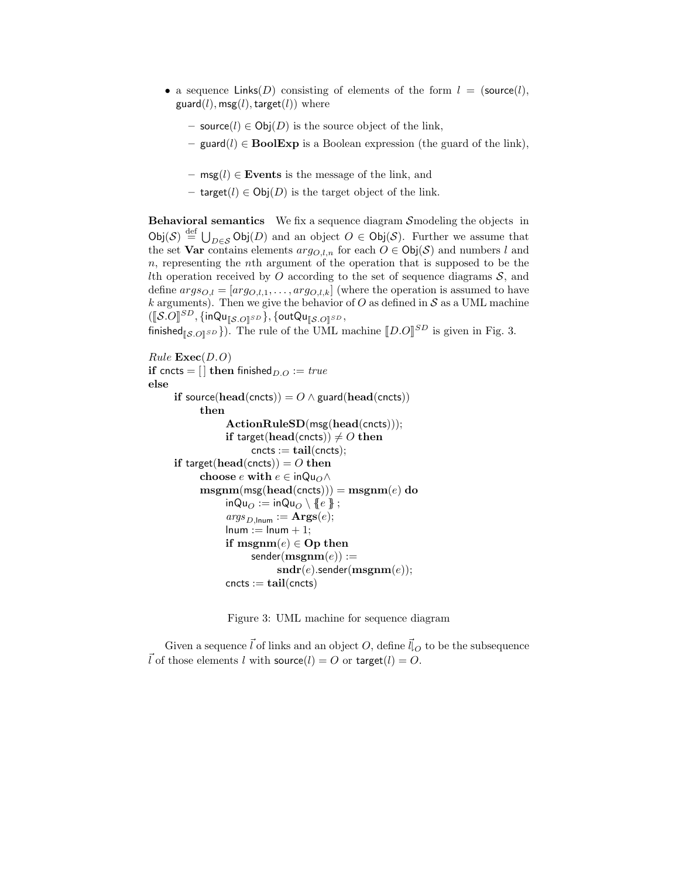- a sequence $\mathsf{Links}(D)$ consisting of elements of the form $l = (\mathsf{source}(l), \mathsf{guard}(l), \mathsf{msg}(l), \mathsf{target}(l))$ where
  - $\mathsf{source}(l) \in \mathsf{Obj}(D)$ is the source object of the link,
  - $\mathsf{guard}(l) \in \mathbf{BoolExp}$ is a Boolean expression (the guard of the link),
  - $\mathsf{msg}(l) \in \mathbf{Events}$ is the message of the link, and
  - $\mathsf{target}(l) \in \mathsf{Obj}(D)$ is the target object of the link.

**Behavioral semantics** We fix a sequence diagram $\mathcal{S}$modeling the objects in $\mathsf{Obj}(\mathcal{S}) \stackrel{\text{def}}{=} \bigcup_{D \in \mathcal{S}} \mathsf{Obj}(D)$ and an object $O \in \mathsf{Obj}(\mathcal{S})$. Further we assume that the set $\mathbf{Var}$ contains elements $arg_{O,l,n}$ for each $O \in \mathsf{Obj}(\mathcal{S})$ and numbers $l$ and $n$, representing the $n$th argument of the operation that is supposed to be the $l$th operation received by $O$ according to the set of sequence diagrams $\mathcal{S}$, and define $args_{O,l} = [arg_{O,l,1}, \ldots, arg_{O,l,k}]$ (where the operation is assumed to have $k$ arguments). Then we give the behavior of $O$ as defined in $\mathcal{S}$ as a UML machine $(\llbracket \mathcal{S}.O \rrbracket^{SD}, \{\mathsf{inQu}_{\llbracket \mathcal{S}.O \rrbracket^{SD}}\}, \{\mathsf{outQu}_{\llbracket \mathcal{S}.O \rrbracket^{SD}}, \mathsf{finished}_{\llbracket \mathcal{S}.O \rrbracket^{SD}}\})$. The rule of the UML machine $\llbracket D.O \rrbracket^{SD}$ is given in Fig. 3.

```
Rule Exec(D.O)
if cncts = [] then finished_{D.O} := true
else
    if source(head(cncts)) = O ∧ guard(head(cncts))
        then
            ActionRuleSD(msg(head(cncts)));
            if target(head(cncts)) ≠ O then
                cncts := tail(cncts);
    if target(head(cncts)) = O then
        choose e with e ∈ inQu_O ∧
        msgnm(msg(head(cncts))) = msgnm(e) do
            inQu_O := inQu_O \ {{e}} ;
            args_{D,lnum} := Args(e);
            lnum := lnum + 1;
            if msgnm(e) ∈ Op then
                sender(msgnm(e)) :=
                    sndr(e).sender(msgnm(e));
            cncts := tail(cncts)
```

Figure 3: UML machine for sequence diagram

Given a sequence $\vec{l}$ of links and an object $O$, define $\vec{l}\restriction_O$ to be the subsequence $\vec{l}$ of those elements $l$ with $\mathsf{source}(l) = O$ or $\mathsf{target}(l) = O$.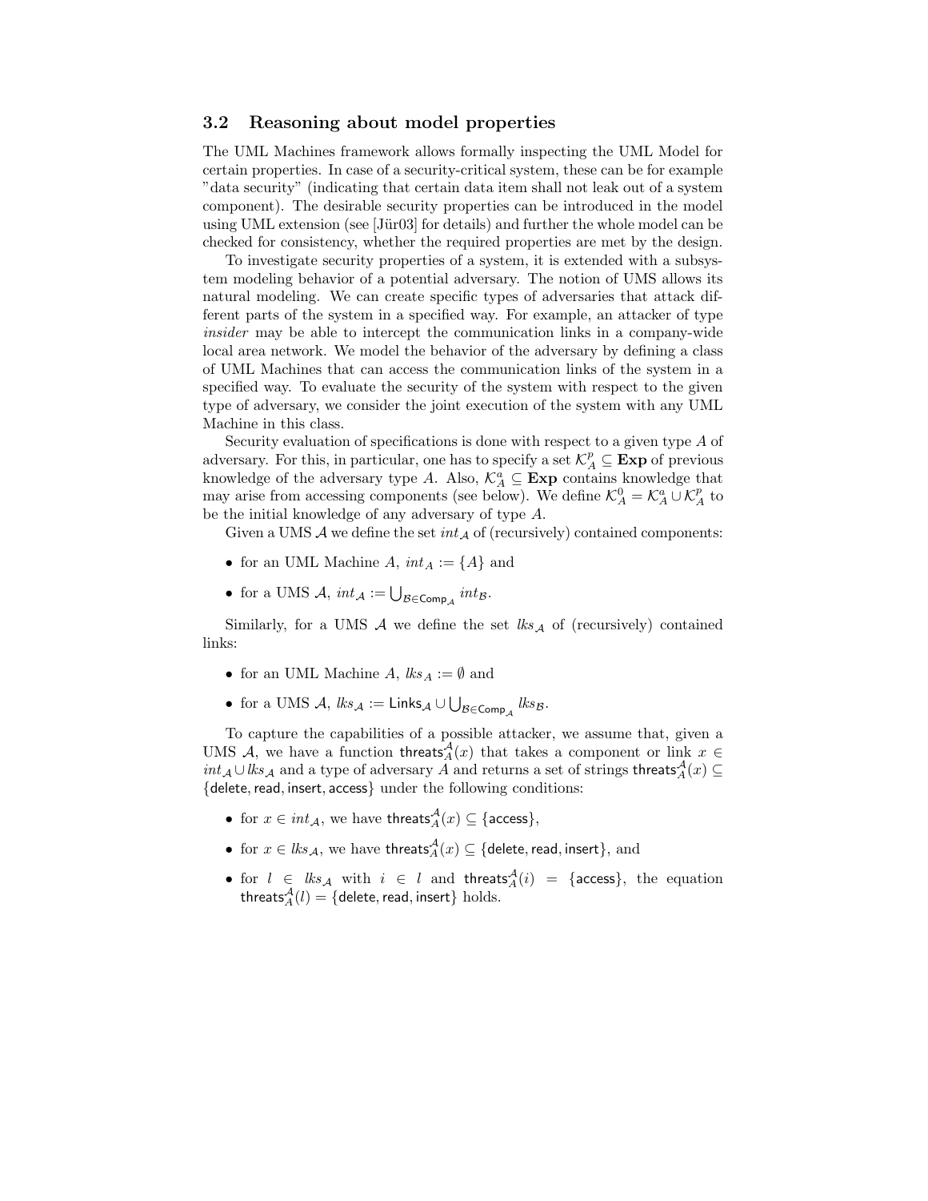### 3.2 Reasoning about model properties

The UML Machines framework allows formally inspecting the UML Model for certain properties. In case of a security-critical system, these can be for example "data security" (indicating that certain data item shall not leak out of a system component). The desirable security properties can be introduced in the model using UML extension (see [Jür03] for details) and further the whole model can be checked for consistency, whether the required properties are met by the design.

To investigate security properties of a system, it is extended with a subsystem modeling behavior of a potential adversary. The notion of UMS allows its natural modeling. We can create specific types of adversaries that attack different parts of the system in a specified way. For example, an attacker of type *insider* may be able to intercept the communication links in a company-wide local area network. We model the behavior of the adversary by defining a class of UML Machines that can access the communication links of the system in a specified way. To evaluate the security of the system with respect to the given type of adversary, we consider the joint execution of the system with any UML Machine in this class.

Security evaluation of specifications is done with respect to a given type $A$ of adversary. For this, in particular, one has to specify a set $\mathcal{K}_A^p \subseteq \mathbf{Exp}$ of previous knowledge of the adversary type $A$. Also, $\mathcal{K}_A^a \subseteq \mathbf{Exp}$ contains knowledge that may arise from accessing components (see below). We define $\mathcal{K}_A^0 = \mathcal{K}_A^a \cup \mathcal{K}_A^p$ to be the initial knowledge of any adversary of type $A$.

Given a UMS $\mathcal{A}$ we define the set $int_{\mathcal{A}}$ of (recursively) contained components:

- for an UML Machine $A$, $int_A := \{A\}$ and
- for a UMS $\mathcal{A}$, $int_{\mathcal{A}} := \bigcup_{\mathcal{B} \in \mathsf{Comp}_{\mathcal{A}}} int_{\mathcal{B}}$.

Similarly, for a UMS $\mathcal{A}$ we define the set $lks_{\mathcal{A}}$ of (recursively) contained links:

- for an UML Machine $A$, $lks_A := \emptyset$ and
- for a UMS $\mathcal{A}$, $lks_{\mathcal{A}} := \mathsf{Links}_{\mathcal{A}} \cup \bigcup_{\mathcal{B} \in \mathsf{Comp}_{\mathcal{A}}} lks_{\mathcal{B}}$.

To capture the capabilities of a possible attacker, we assume that, given a UMS $\mathcal{A}$, we have a function $\mathsf{threats}_A^{\mathcal{A}}(x)$ that takes a component or link $x \in int_{\mathcal{A}} \cup lks_{\mathcal{A}}$ and a type of adversary $A$ and returns a set of strings $\mathsf{threats}_A^{\mathcal{A}}(x) \subseteq \{\mathsf{delete}, \mathsf{read}, \mathsf{insert}, \mathsf{access}\}$ under the following conditions:

- for $x \in int_{\mathcal{A}}$, we have $\mathsf{threats}_A^{\mathcal{A}}(x) \subseteq \{\mathsf{access}\}$,
- for $x \in lks_{\mathcal{A}}$, we have $\mathsf{threats}_A^{\mathcal{A}}(x) \subseteq \{\mathsf{delete}, \mathsf{read}, \mathsf{insert}\}$, and
- for $l \in lks_{\mathcal{A}}$ with $i \in l$ and $\mathsf{threats}_A^{\mathcal{A}}(i) = \{\mathsf{access}\}$, the equation $\mathsf{threats}_A^{\mathcal{A}}(l) = \{\mathsf{delete}, \mathsf{read}, \mathsf{insert}\}$ holds.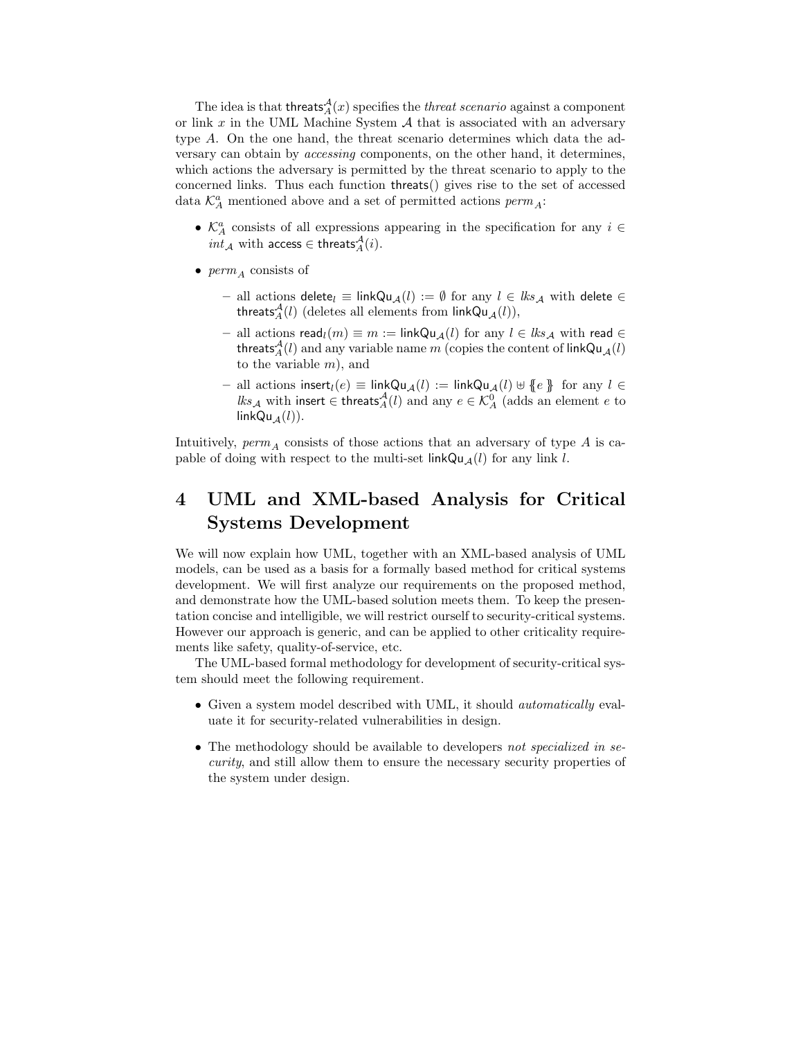The idea is that $\mathsf{threats}_A^{\mathcal{A}}(x)$ specifies the *threat scenario* against a component or link $x$ in the UML Machine System $\mathcal{A}$ that is associated with an adversary type $A$. On the one hand, the threat scenario determines which data the adversary can obtain by *accessing* components, on the other hand, it determines, which actions the adversary is permitted by the threat scenario to apply to the concerned links. Thus each function $\mathsf{threats}()$ gives rise to the set of accessed data $\mathcal{K}_A^a$ mentioned above and a set of permitted actions $perm_A$:

- $\mathcal{K}_A^a$ consists of all expressions appearing in the specification for any $i \in int_{\mathcal{A}}$ with $\mathsf{access} \in \mathsf{threats}_A^{\mathcal{A}}(i)$.
- $perm_A$ consists of
  - all actions $\mathsf{delete}_l \equiv \mathsf{linkQu}_{\mathcal{A}}(l) := \emptyset$ for any $l \in lks_{\mathcal{A}}$ with $\mathsf{delete} \in \mathsf{threats}_A^{\mathcal{A}}(l)$ (deletes all elements from $\mathsf{linkQu}_{\mathcal{A}}(l)$),
  - all actions $\mathsf{read}_l(m) \equiv m := \mathsf{linkQu}_{\mathcal{A}}(l)$ for any $l \in lks_{\mathcal{A}}$ with $\mathsf{read} \in \mathsf{threats}_A^{\mathcal{A}}(l)$ and any variable name $m$ (copies the content of $\mathsf{linkQu}_{\mathcal{A}}(l)$ to the variable $m$), and
  - all actions $\mathsf{insert}_l(e) \equiv \mathsf{linkQu}_{\mathcal{A}}(l) := \mathsf{linkQu}_{\mathcal{A}}(l) \uplus \{\!\{ e \}\!\}$ for any $l \in lks_{\mathcal{A}}$ with $\mathsf{insert} \in \mathsf{threats}_A^{\mathcal{A}}(l)$ and any $e \in \mathcal{K}_A^0$ (adds an element $e$ to $\mathsf{linkQu}_{\mathcal{A}}(l)$).

Intuitively, $perm_A$ consists of those actions that an adversary of type $A$ is capable of doing with respect to the multi-set $\mathsf{linkQu}_{\mathcal{A}}(l)$ for any link $l$.

# 4 UML and XML-based Analysis for Critical Systems Development

We will now explain how UML, together with an XML-based analysis of UML models, can be used as a basis for a formally based method for critical systems development. We will first analyze our requirements on the proposed method, and demonstrate how the UML-based solution meets them. To keep the presentation concise and intelligible, we will restrict ourself to security-critical systems. However our approach is generic, and can be applied to other criticality requirements like safety, quality-of-service, etc.

The UML-based formal methodology for development of security-critical system should meet the following requirement.

- Given a system model described with UML, it should *automatically* evaluate it for security-related vulnerabilities in design.
- The methodology should be available to developers *not specialized in security*, and still allow them to ensure the necessary security properties of the system under design.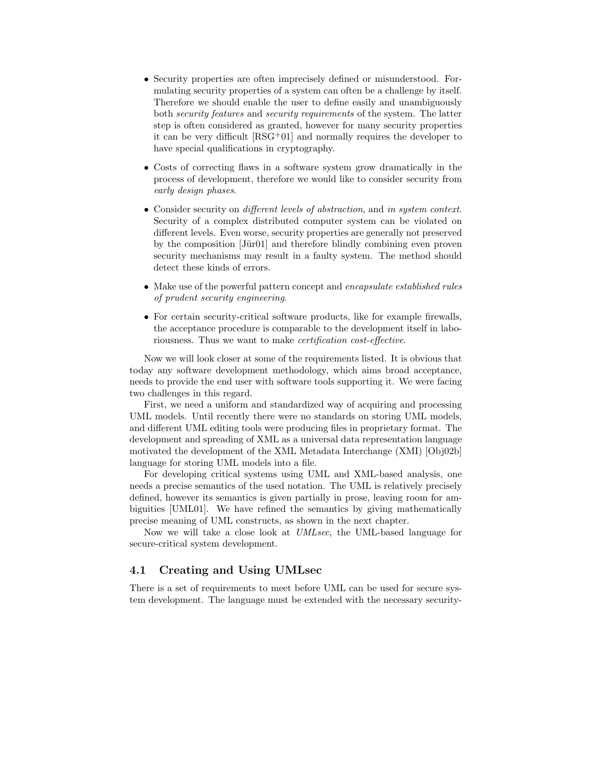- Security properties are often imprecisely defined or misunderstood. Formulating security properties of a system can often be a challenge by itself. Therefore we should enable the user to define easily and unambiguously both *security features* and *security requirements* of the system. The latter step is often considered as granted, however for many security properties it can be very difficult [RSG+01] and normally requires the developer to have special qualifications in cryptography.
- Costs of correcting flaws in a software system grow dramatically in the process of development, therefore we would like to consider security from *early design phases*.
- Consider security on *different levels of abstraction*, and *in system context*. Security of a complex distributed computer system can be violated on different levels. Even worse, security properties are generally not preserved by the composition [Jür01] and therefore blindly combining even proven security mechanisms may result in a faulty system. The method should detect these kinds of errors.
- Make use of the powerful pattern concept and *encapsulate established rules of prudent security engineering*.
- For certain security-critical software products, like for example firewalls, the acceptance procedure is comparable to the development itself in laboriousness. Thus we want to make *certification cost-effective*.

Now we will look closer at some of the requirements listed. It is obvious that today any software development methodology, which aims broad acceptance, needs to provide the end user with software tools supporting it. We were facing two challenges in this regard.

First, we need a uniform and standardized way of acquiring and processing UML models. Until recently there were no standards on storing UML models, and different UML editing tools were producing files in proprietary format. The development and spreading of XML as a universal data representation language motivated the development of the XML Metadata Interchange (XMI) [Obj02b] language for storing UML models into a file.

For developing critical systems using UML and XML-based analysis, one needs a precise semantics of the used notation. The UML is relatively precisely defined, however its semantics is given partially in prose, leaving room for ambiguities [UML01]. We have refined the semantics by giving mathematically precise meaning of UML constructs, as shown in the next chapter.

Now we will take a close look at *UMLsec*, the UML-based language for secure-critical system development.

## 4.1 Creating and Using UMLsec

There is a set of requirements to meet before UML can be used for secure system development. The language must be extended with the necessary security-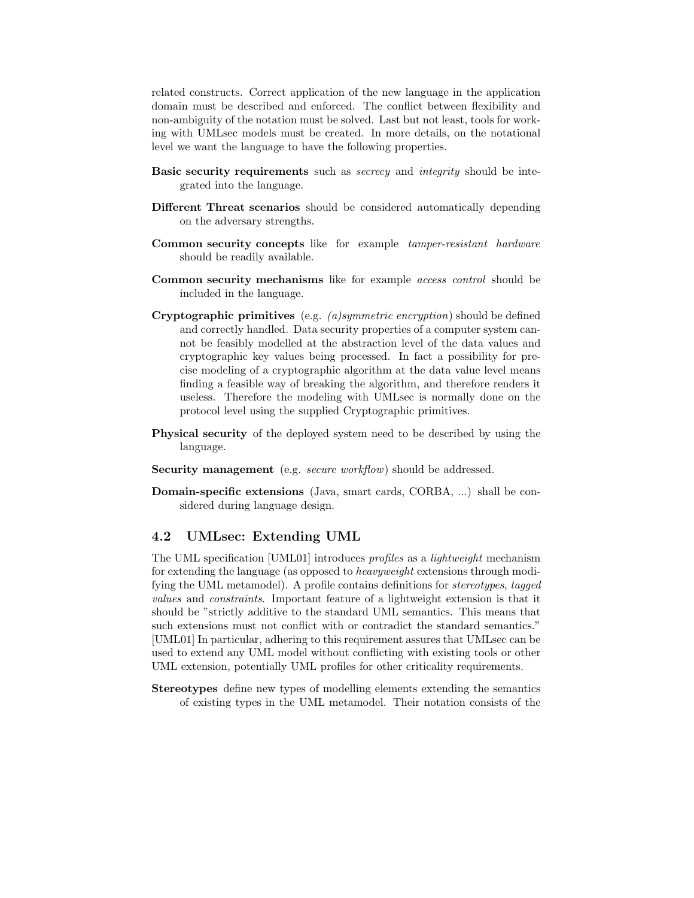related constructs. Correct application of the new language in the application domain must be described and enforced. The conflict between flexibility and non-ambiguity of the notation must be solved. Last but not least, tools for working with UMLsec models must be created. In more details, on the notational level we want the language to have the following properties.

**Basic security requirements** such as *secrecy* and *integrity* should be integrated into the language.

**Different Threat scenarios** should be considered automatically depending on the adversary strengths.

**Common security concepts** like for example *tamper-resistant hardware* should be readily available.

**Common security mechanisms** like for example *access control* should be included in the language.

**Cryptographic primitives** (e.g. *(a)symmetric encryption*) should be defined and correctly handled. Data security properties of a computer system cannot be feasibly modelled at the abstraction level of the data values and cryptographic key values being processed. In fact a possibility for precise modeling of a cryptographic algorithm at the data value level means finding a feasible way of breaking the algorithm, and therefore renders it useless. Therefore the modeling with UMLsec is normally done on the protocol level using the supplied Cryptographic primitives.

**Physical security** of the deployed system need to be described by using the language.

**Security management** (e.g. *secure workflow*) should be addressed.

**Domain-specific extensions** (Java, smart cards, CORBA, ...) shall be considered during language design.

## 4.2 UMLsec: Extending UML

The UML specification [UML01] introduces *profiles* as a *lightweight* mechanism for extending the language (as opposed to *heavyweight* extensions through modifying the UML metamodel). A profile contains definitions for *stereotypes*, *tagged values* and *constraints*. Important feature of a lightweight extension is that it should be "strictly additive to the standard UML semantics. This means that such extensions must not conflict with or contradict the standard semantics." [UML01] In particular, adhering to this requirement assures that UMLsec can be used to extend any UML model without conflicting with existing tools or other UML extension, potentially UML profiles for other criticality requirements.

**Stereotypes** define new types of modelling elements extending the semantics of existing types in the UML metamodel. Their notation consists of the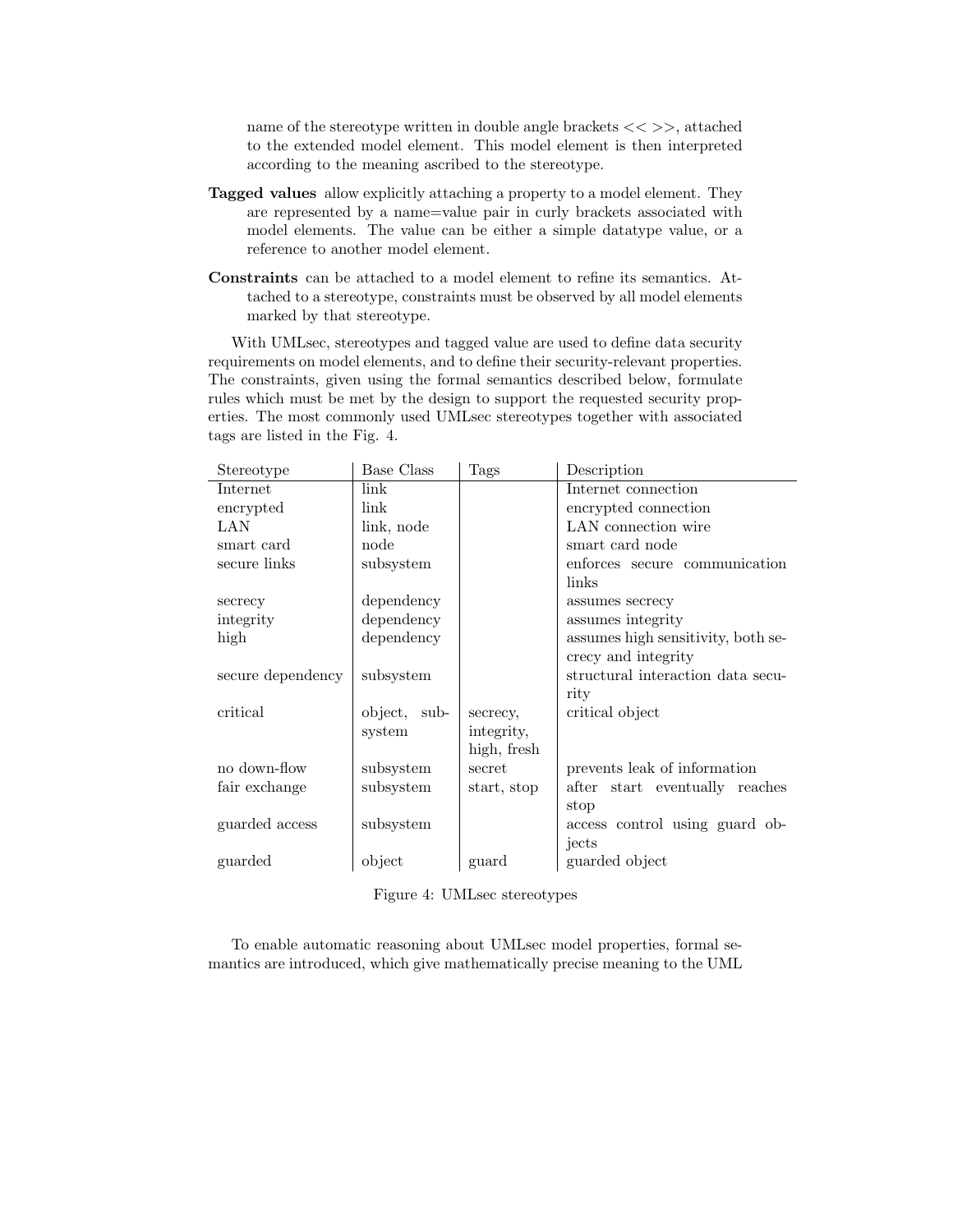name of the stereotype written in double angle brackets << >>, attached to the extended model element. This model element is then interpreted according to the meaning ascribed to the stereotype.

**Tagged values** allow explicitly attaching a property to a model element. They are represented by a name=value pair in curly brackets associated with model elements. The value can be either a simple datatype value, or a reference to another model element.

**Constraints** can be attached to a model element to refine its semantics. Attached to a stereotype, constraints must be observed by all model elements marked by that stereotype.

With UMLsec, stereotypes and tagged value are used to define data security requirements on model elements, and to define their security-relevant properties. The constraints, given using the formal semantics described below, formulate rules which must be met by the design to support the requested security properties. The most commonly used UMLsec stereotypes together with associated tags are listed in the Fig. 4.

| Stereotype | Base Class | Tags | Description |
|---|---|---|---|
| Internet | link | | Internet connection |
| encrypted | link | | encrypted connection |
| LAN | link, node | | LAN connection wire |
| smart card | node | | smart card node |
| secure links | subsystem | | enforces secure communication links |
| secrecy | dependency | | assumes secrecy |
| integrity | dependency | | assumes integrity |
| high | dependency | | assumes high sensitivity, both secrecy and integrity |
| secure dependency | subsystem | | structural interaction data security |
| critical | object, subsystem | secrecy, integrity, high, fresh | critical object |
| no down-flow | subsystem | secret | prevents leak of information |
| fair exchange | subsystem | start, stop | after start eventually reaches stop |
| guarded access | subsystem | | access control using guard objects |
| guarded | object | guard | guarded object |

Figure 4: UMLsec stereotypes

To enable automatic reasoning about UMLsec model properties, formal semantics are introduced, which give mathematically precise meaning to the UML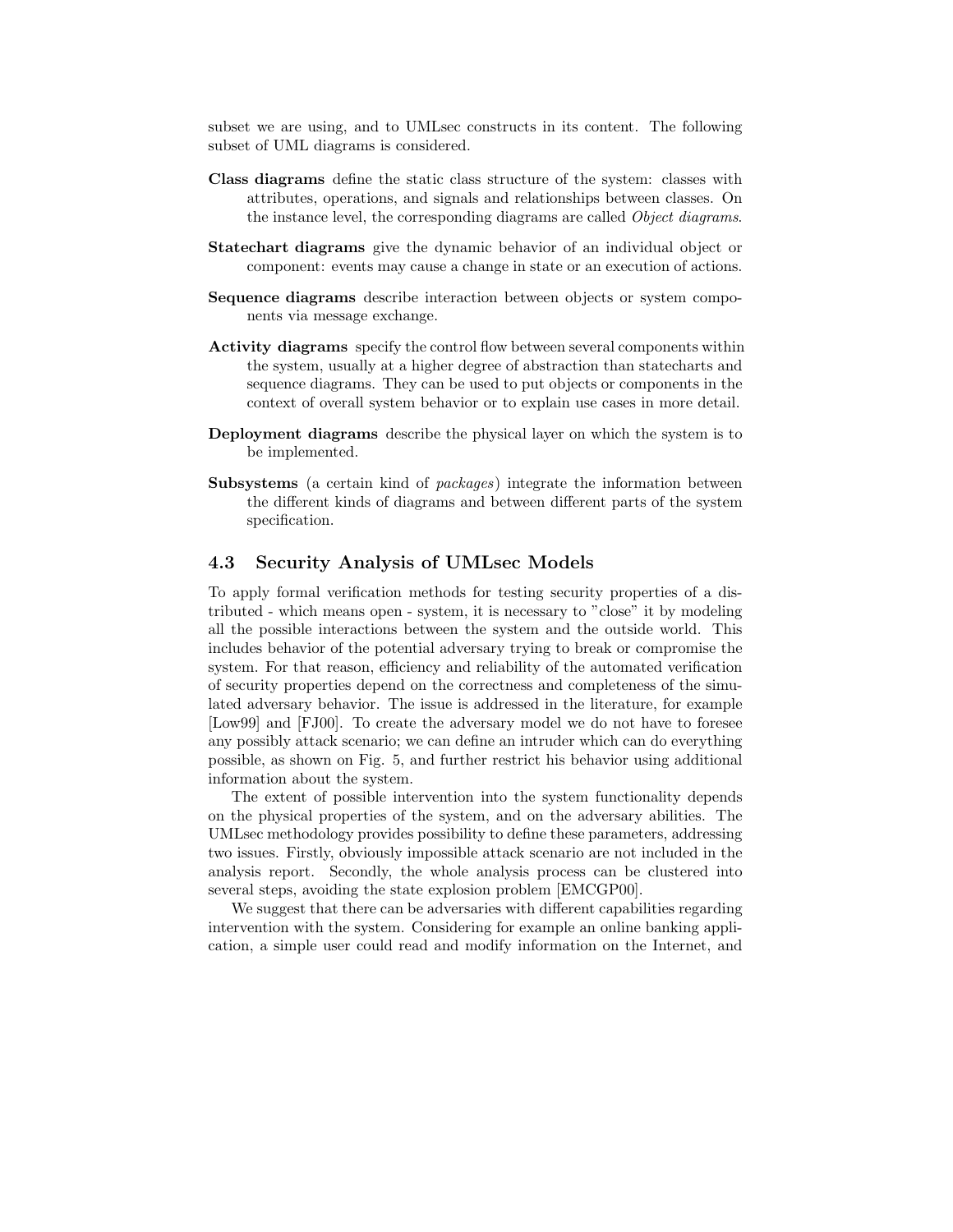subset we are using, and to UMLsec constructs in its content. The following subset of UML diagrams is considered.

**Class diagrams** define the static class structure of the system: classes with attributes, operations, and signals and relationships between classes. On the instance level, the corresponding diagrams are called *Object diagrams*.

**Statechart diagrams** give the dynamic behavior of an individual object or component: events may cause a change in state or an execution of actions.

**Sequence diagrams** describe interaction between objects or system components via message exchange.

**Activity diagrams** specify the control flow between several components within the system, usually at a higher degree of abstraction than statecharts and sequence diagrams. They can be used to put objects or components in the context of overall system behavior or to explain use cases in more detail.

**Deployment diagrams** describe the physical layer on which the system is to be implemented.

**Subsystems** (a certain kind of *packages*) integrate the information between the different kinds of diagrams and between different parts of the system specification.

### 4.3 Security Analysis of UMLsec Models

To apply formal verification methods for testing security properties of a distributed - which means open - system, it is necessary to "close" it by modeling all the possible interactions between the system and the outside world. This includes behavior of the potential adversary trying to break or compromise the system. For that reason, efficiency and reliability of the automated verification of security properties depend on the correctness and completeness of the simulated adversary behavior. The issue is addressed in the literature, for example [Low99] and [FJ00]. To create the adversary model we do not have to foresee any possibly attack scenario; we can define an intruder which can do everything possible, as shown on Fig. 5, and further restrict his behavior using additional information about the system.

The extent of possible intervention into the system functionality depends on the physical properties of the system, and on the adversary abilities. The UMLsec methodology provides possibility to define these parameters, addressing two issues. Firstly, obviously impossible attack scenario are not included in the analysis report. Secondly, the whole analysis process can be clustered into several steps, avoiding the state explosion problem [EMCGP00].

We suggest that there can be adversaries with different capabilities regarding intervention with the system. Considering for example an online banking application, a simple user could read and modify information on the Internet, and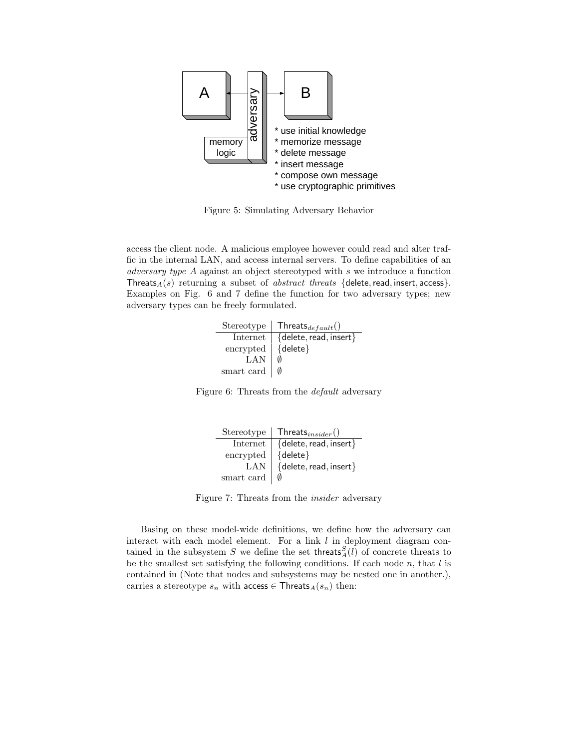A | adversary | B

memory logic

* use initial knowledge
* memorize message
* delete message
* insert message
* compose own message
* use cryptographic primitives

Figure 5: Simulating Adversary Behavior

access the client node. A malicious employee however could read and alter traffic in the internal LAN, and access internal servers. To define capabilities of an *adversary type* $A$ against an object stereotyped with $s$ we introduce a function $\mathsf{Threats}_A(s)$ returning a subset of *abstract threats* $\{\mathsf{delete}, \mathsf{read}, \mathsf{insert}, \mathsf{access}\}$. Examples on Fig. 6 and 7 define the function for two adversary types; new adversary types can be freely formulated.

| Stereotype | $\mathsf{Threats}_{default}()$ |
|---|---|
| Internet | $\{\mathsf{delete}, \mathsf{read}, \mathsf{insert}\}$ |
| encrypted | $\{\mathsf{delete}\}$ |
| LAN | $\emptyset$ |
| smart card | $\emptyset$ |

Figure 6: Threats from the *default* adversary

| Stereotype | $\mathsf{Threats}_{insider}()$ |
|---|---|
| Internet | $\{\mathsf{delete}, \mathsf{read}, \mathsf{insert}\}$ |
| encrypted | $\{\mathsf{delete}\}$ |
| LAN | $\{\mathsf{delete}, \mathsf{read}, \mathsf{insert}\}$ |
| smart card | $\emptyset$ |

Figure 7: Threats from the *insider* adversary

Basing on these model-wide definitions, we define how the adversary can interact with each model element. For a link $l$ in deployment diagram contained in the subsystem $S$ we define the set $\mathsf{threats}_A^S(l)$ of concrete threats to be the smallest set satisfying the following conditions. If each node $n$, that $l$ is contained in (Note that nodes and subsystems may be nested one in another.), carries a stereotype $s_n$ with $\mathsf{access} \in \mathsf{Threats}_A(s_n)$ then: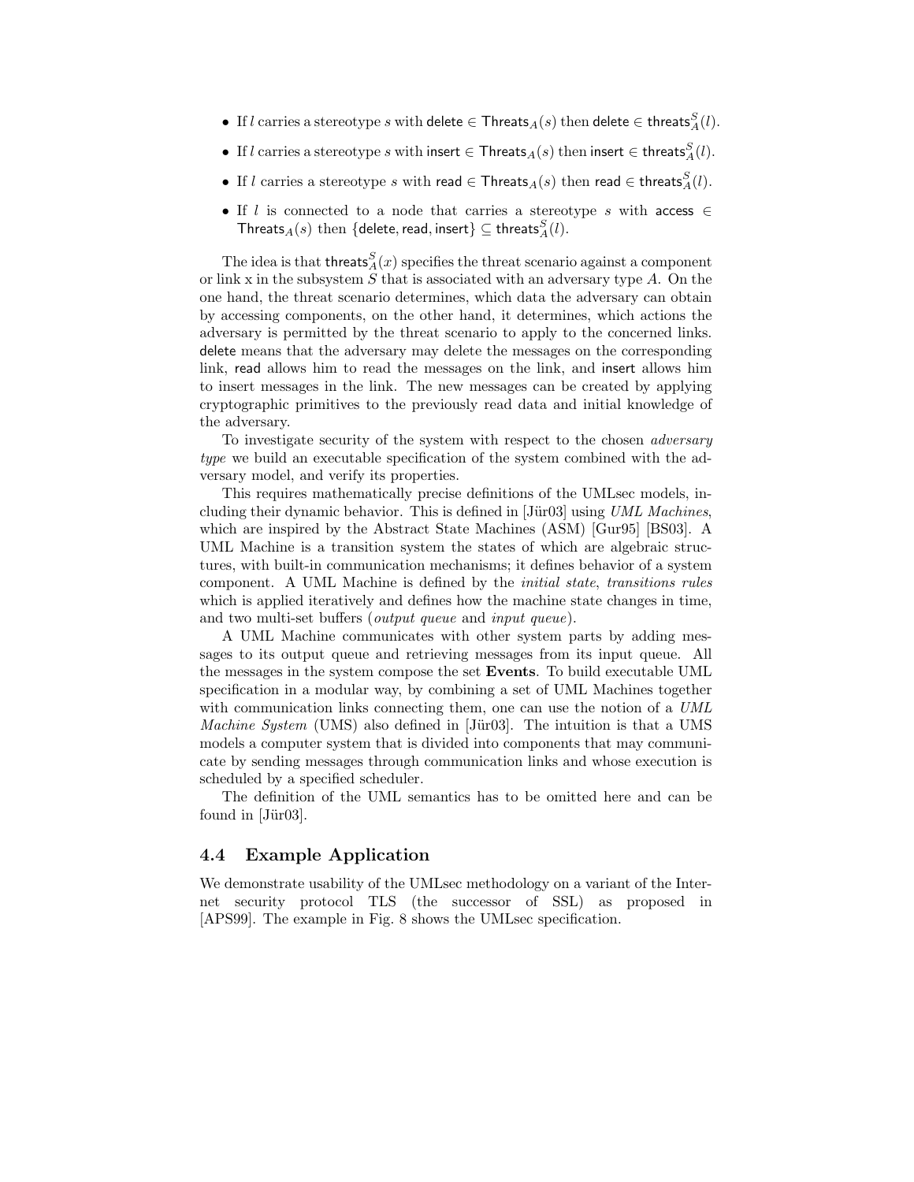- If $l$ carries a stereotype $s$ with $\mathsf{delete} \in \mathsf{Threats}_A(s)$ then $\mathsf{delete} \in \mathsf{threats}_A^S(l)$.
- If $l$ carries a stereotype $s$ with $\mathsf{insert} \in \mathsf{Threats}_A(s)$ then $\mathsf{insert} \in \mathsf{threats}_A^S(l)$.
- If $l$ carries a stereotype $s$ with $\mathsf{read} \in \mathsf{Threats}_A(s)$ then $\mathsf{read} \in \mathsf{threats}_A^S(l)$.
- If $l$ is connected to a node that carries a stereotype $s$ with $\mathsf{access} \in \mathsf{Threats}_A(s)$ then $\{\mathsf{delete}, \mathsf{read}, \mathsf{insert}\} \subseteq \mathsf{threats}_A^S(l)$.

The idea is that $\mathsf{threats}_A^S(x)$ specifies the threat scenario against a component or link x in the subsystem $S$ that is associated with an adversary type $A$. On the one hand, the threat scenario determines, which data the adversary can obtain by accessing components, on the other hand, it determines, which actions the adversary is permitted by the threat scenario to apply to the concerned links. delete means that the adversary may delete the messages on the corresponding link, read allows him to read the messages on the link, and insert allows him to insert messages in the link. The new messages can be created by applying cryptographic primitives to the previously read data and initial knowledge of the adversary.

To investigate security of the system with respect to the chosen *adversary type* we build an executable specification of the system combined with the adversary model, and verify its properties.

This requires mathematically precise definitions of the UMLsec models, including their dynamic behavior. This is defined in [Jür03] using *UML Machines*, which are inspired by the Abstract State Machines (ASM) [Gur95] [BS03]. A UML Machine is a transition system the states of which are algebraic structures, with built-in communication mechanisms; it defines behavior of a system component. A UML Machine is defined by the *initial state*, *transitions rules* which is applied iteratively and defines how the machine state changes in time, and two multi-set buffers (*output queue* and *input queue*).

A UML Machine communicates with other system parts by adding messages to its output queue and retrieving messages from its input queue. All the messages in the system compose the set **Events**. To build executable UML specification in a modular way, by combining a set of UML Machines together with communication links connecting them, one can use the notion of a *UML Machine System* (UMS) also defined in [Jür03]. The intuition is that a UMS models a computer system that is divided into components that may communicate by sending messages through communication links and whose execution is scheduled by a specified scheduler.

The definition of the UML semantics has to be omitted here and can be found in [Jür03].

### 4.4 Example Application

We demonstrate usability of the UMLsec methodology on a variant of the Internet security protocol TLS (the successor of SSL) as proposed in [APS99]. The example in Fig. 8 shows the UMLsec specification.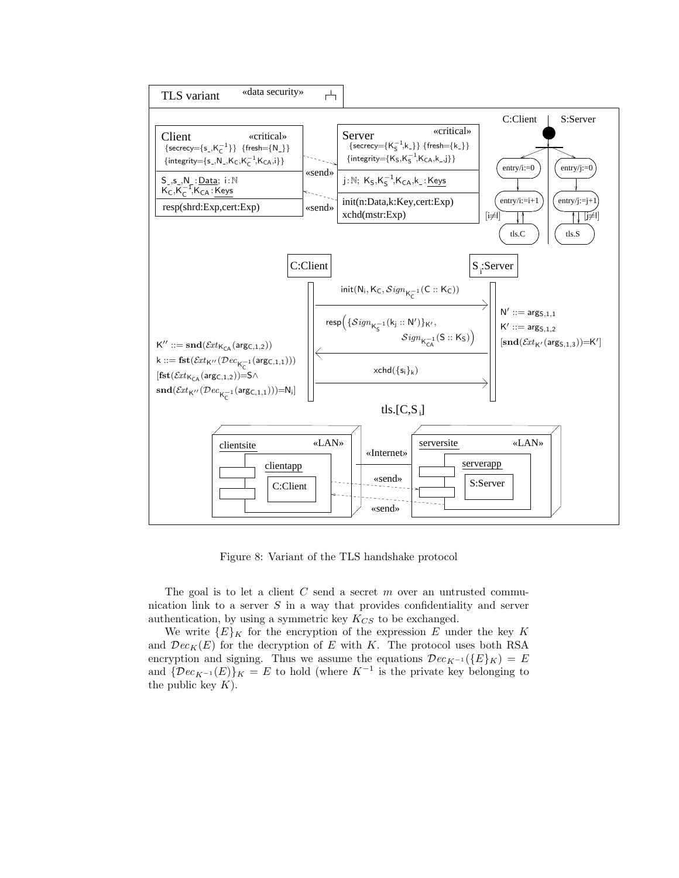Figure 8: Variant of the TLS handshake protocol

The goal is to let a client $C$ send a secret $m$ over an untrusted communication link to a server $S$ in a way that provides confidentiality and server authentication, by using a symmetric key $K_{CS}$ to be exchanged.

We write $\{E\}_K$ for the encryption of the expression $E$ under the key $K$ and $\mathcal{D}ec_K(E)$ for the decryption of $E$ with $K$. The protocol uses both RSA encryption and signing. Thus we assume the equations $\mathcal{D}ec_{K^{-1}}(\{E\}_K) = E$ and $\{\mathcal{D}ec_{K^{-1}}(E)\}_K = E$ to hold (where $K^{-1}$ is the private key belonging to the public key $K$).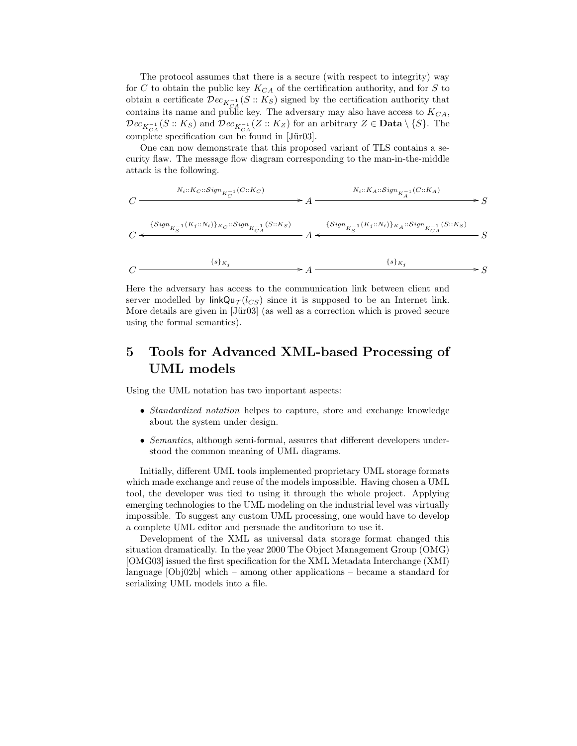The protocol assumes that there is a secure (with respect to integrity) way for $C$ to obtain the public key $K_{CA}$ of the certification authority, and for $S$ to obtain a certificate $\mathcal{D}ec_{K_{CA}^{-1}}(S :: K_S)$ signed by the certification authority that contains its name and public key. The adversary may also have access to $K_{CA}$, $\mathcal{D}ec_{K_{CA}^{-1}}(S :: K_S)$ and $\mathcal{D}ec_{K_{CA}^{-1}}(Z :: K_Z)$ for an arbitrary $Z \in \mathbf{Data} \setminus \{S\}$. The complete specification can be found in [Jür03].

One can now demonstrate that this proposed variant of TLS contains a security flaw. The message flow diagram corresponding to the man-in-the-middle attack is the following.

$$C \xrightarrow{N_i::K_C::\mathcal{S}ign_{K_C^{-1}}(C::K_C)} A \xrightarrow{N_i::K_A::\mathcal{S}ign_{K_A^{-1}}(C::K_A)} S$$

$$C \xleftarrow{\{\mathcal{S}ign_{K_S^{-1}}(K_j::N_i)\}_{K_C}::\mathcal{S}ign_{K_{CA}^{-1}}(S::K_S)} A \xleftarrow{\{\mathcal{S}ign_{K_S^{-1}}(K_j::N_i)\}_{K_A}::\mathcal{S}ign_{K_{CA}^{-1}}(S::K_S)} S$$

$$C \xrightarrow{\{s\}_{K_j}} A \xrightarrow{\{s\}_{K_j}} S$$

Here the adversary has access to the communication link between client and server modelled by $\mathsf{linkQu}_{\mathcal{T}}(l_{CS})$ since it is supposed to be an Internet link. More details are given in [Jür03] (as well as a correction which is proved secure using the formal semantics).

# 5 Tools for Advanced XML-based Processing of UML models

Using the UML notation has two important aspects:

- *Standardized notation* helpes to capture, store and exchange knowledge about the system under design.
- *Semantics*, although semi-formal, assures that different developers understood the common meaning of UML diagrams.

Initially, different UML tools implemented proprietary UML storage formats which made exchange and reuse of the models impossible. Having chosen a UML tool, the developer was tied to using it through the whole project. Applying emerging technologies to the UML modeling on the industrial level was virtually impossible. To suggest any custom UML processing, one would have to develop a complete UML editor and persuade the auditorium to use it.

Development of the XML as universal data storage format changed this situation dramatically. In the year 2000 The Object Management Group (OMG) [OMG03] issued the first specification for the XML Metadata Interchange (XMI) language [Obj02b] which – among other applications – became a standard for serializing UML models into a file.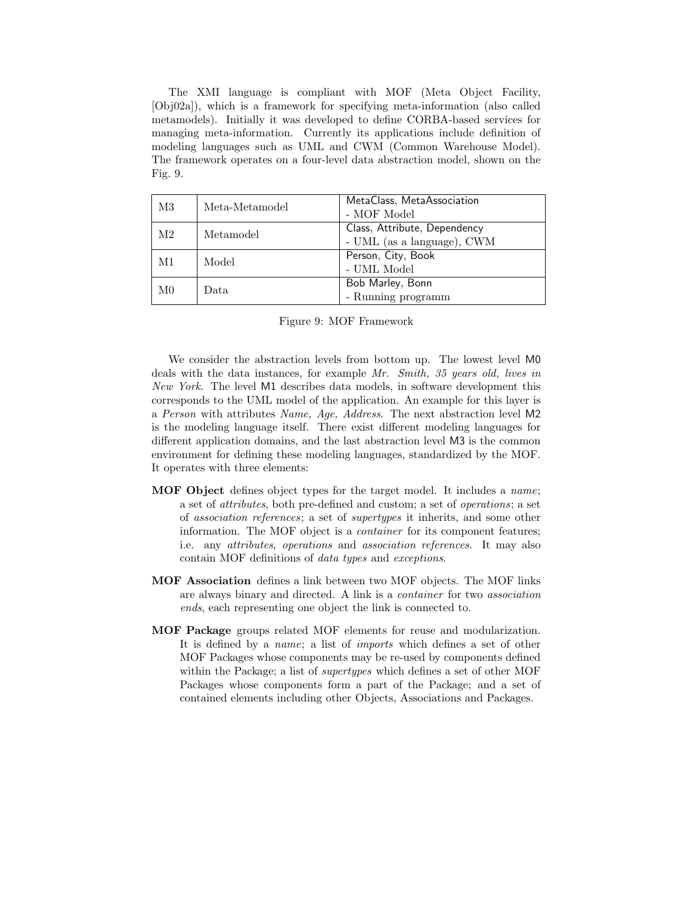The XMI language is compliant with MOF (Meta Object Facility, [Obj02a]), which is a framework for specifying meta-information (also called metamodels). Initially it was developed to define CORBA-based services for managing meta-information. Currently its applications include definition of modeling languages such as UML and CWM (Common Warehouse Model). The framework operates on a four-level data abstraction model, shown on the Fig. 9.

| | | |
|---|---|---|
| M3 | Meta-Metamodel | MetaClass, MetaAssociation<br>- MOF Model |
| M2 | Metamodel | Class, Attribute, Dependency<br>- UML (as a language), CWM |
| M1 | Model | Person, City, Book<br>- UML Model |
| M0 | Data | Bob Marley, Bonn<br>- Running programm |

Figure 9: MOF Framework

We consider the abstraction levels from bottom up. The lowest level M0 deals with the data instances, for example *Mr. Smith, 35 years old, lives in New York*. The level M1 describes data models, in software development this corresponds to the UML model of the application. An example for this layer is a *Person* with attributes *Name, Age, Address*. The next abstraction level M2 is the modeling language itself. There exist different modeling languages for different application domains, and the last abstraction level M3 is the common environment for defining these modeling languages, standardized by the MOF. It operates with three elements:

**MOF Object** defines object types for the target model. It includes a *name*; a set of *attributes*, both pre-defined and custom; a set of *operations*; a set of *association references*; a set of *supertypes* it inherits, and some other information. The MOF object is a *container* for its component features; i.e. any *attributes*, *operations* and *association references*. It may also contain MOF definitions of *data types* and *exceptions*.

**MOF Association** defines a link between two MOF objects. The MOF links are always binary and directed. A link is a *container* for two *association ends*, each representing one object the link is connected to.

**MOF Package** groups related MOF elements for reuse and modularization. It is defined by a *name*; a list of *imports* which defines a set of other MOF Packages whose components may be re-used by components defined within the Package; a list of *supertypes* which defines a set of other MOF Packages whose components form a part of the Package; and a set of contained elements including other Objects, Associations and Packages.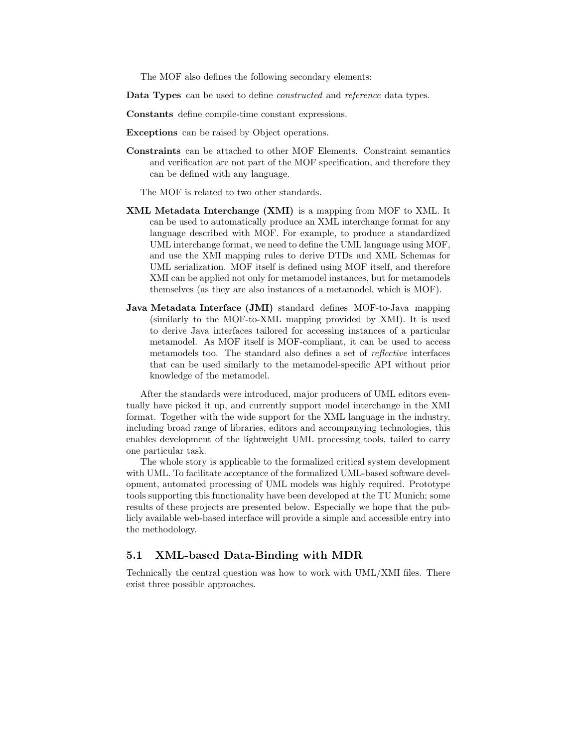The MOF also defines the following secondary elements:

**Data Types** can be used to define *constructed* and *reference* data types.

**Constants** define compile-time constant expressions.

**Exceptions** can be raised by Object operations.

**Constraints** can be attached to other MOF Elements. Constraint semantics and verification are not part of the MOF specification, and therefore they can be defined with any language.

The MOF is related to two other standards.

**XML Metadata Interchange (XMI)** is a mapping from MOF to XML. It can be used to automatically produce an XML interchange format for any language described with MOF. For example, to produce a standardized UML interchange format, we need to define the UML language using MOF, and use the XMI mapping rules to derive DTDs and XML Schemas for UML serialization. MOF itself is defined using MOF itself, and therefore XMI can be applied not only for metamodel instances, but for metamodels themselves (as they are also instances of a metamodel, which is MOF).

**Java Metadata Interface (JMI)** standard defines MOF-to-Java mapping (similarly to the MOF-to-XML mapping provided by XMI). It is used to derive Java interfaces tailored for accessing instances of a particular metamodel. As MOF itself is MOF-compliant, it can be used to access metamodels too. The standard also defines a set of *reflective* interfaces that can be used similarly to the metamodel-specific API without prior knowledge of the metamodel.

After the standards were introduced, major producers of UML editors eventually have picked it up, and currently support model interchange in the XMI format. Together with the wide support for the XML language in the industry, including broad range of libraries, editors and accompanying technologies, this enables development of the lightweight UML processing tools, tailed to carry one particular task.

The whole story is applicable to the formalized critical system development with UML. To facilitate acceptance of the formalized UML-based software development, automated processing of UML models was highly required. Prototype tools supporting this functionality have been developed at the TU Munich; some results of these projects are presented below. Especially we hope that the publicly available web-based interface will provide a simple and accessible entry into the methodology.

## 5.1 XML-based Data-Binding with MDR

Technically the central question was how to work with UML/XMI files. There exist three possible approaches.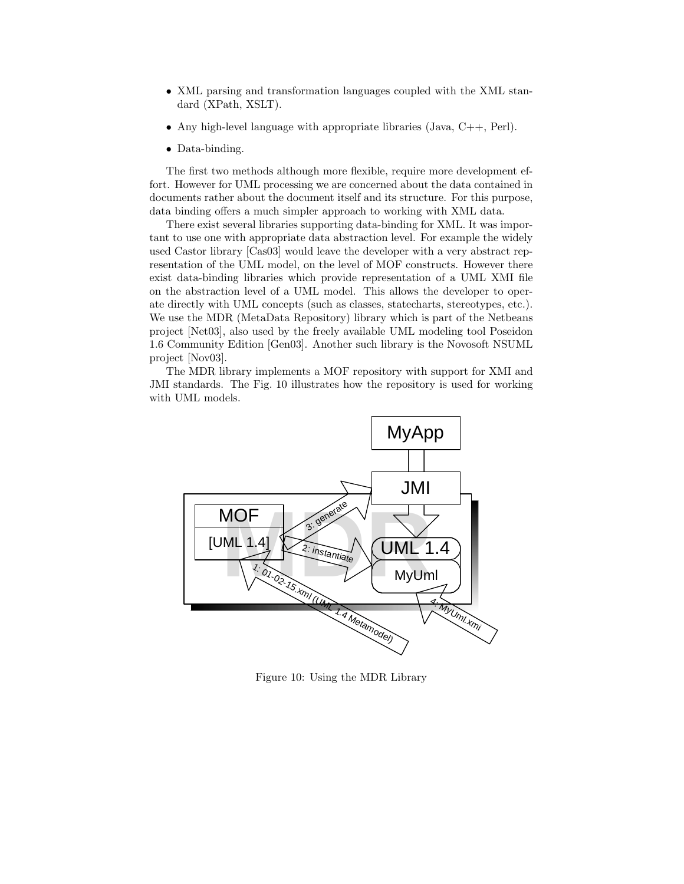- XML parsing and transformation languages coupled with the XML standard (XPath, XSLT).
- Any high-level language with appropriate libraries (Java, C++, Perl).
- Data-binding.

The first two methods although more flexible, require more development effort. However for UML processing we are concerned about the data contained in documents rather about the document itself and its structure. For this purpose, data binding offers a much simpler approach to working with XML data.

There exist several libraries supporting data-binding for XML. It was important to use one with appropriate data abstraction level. For example the widely used Castor library [Cas03] would leave the developer with a very abstract representation of the UML model, on the level of MOF constructs. However there exist data-binding libraries which provide representation of a UML XMI file on the abstraction level of a UML model. This allows the developer to operate directly with UML concepts (such as classes, statecharts, stereotypes, etc.). We use the MDR (MetaData Repository) library which is part of the Netbeans project [Net03], also used by the freely available UML modeling tool Poseidon 1.6 Community Edition [Gen03]. Another such library is the Novosoft NSUML project [Nov03].

The MDR library implements a MOF repository with support for XMI and JMI standards. The Fig. 10 illustrates how the repository is used for working with UML models.

Figure 10: Using the MDR Library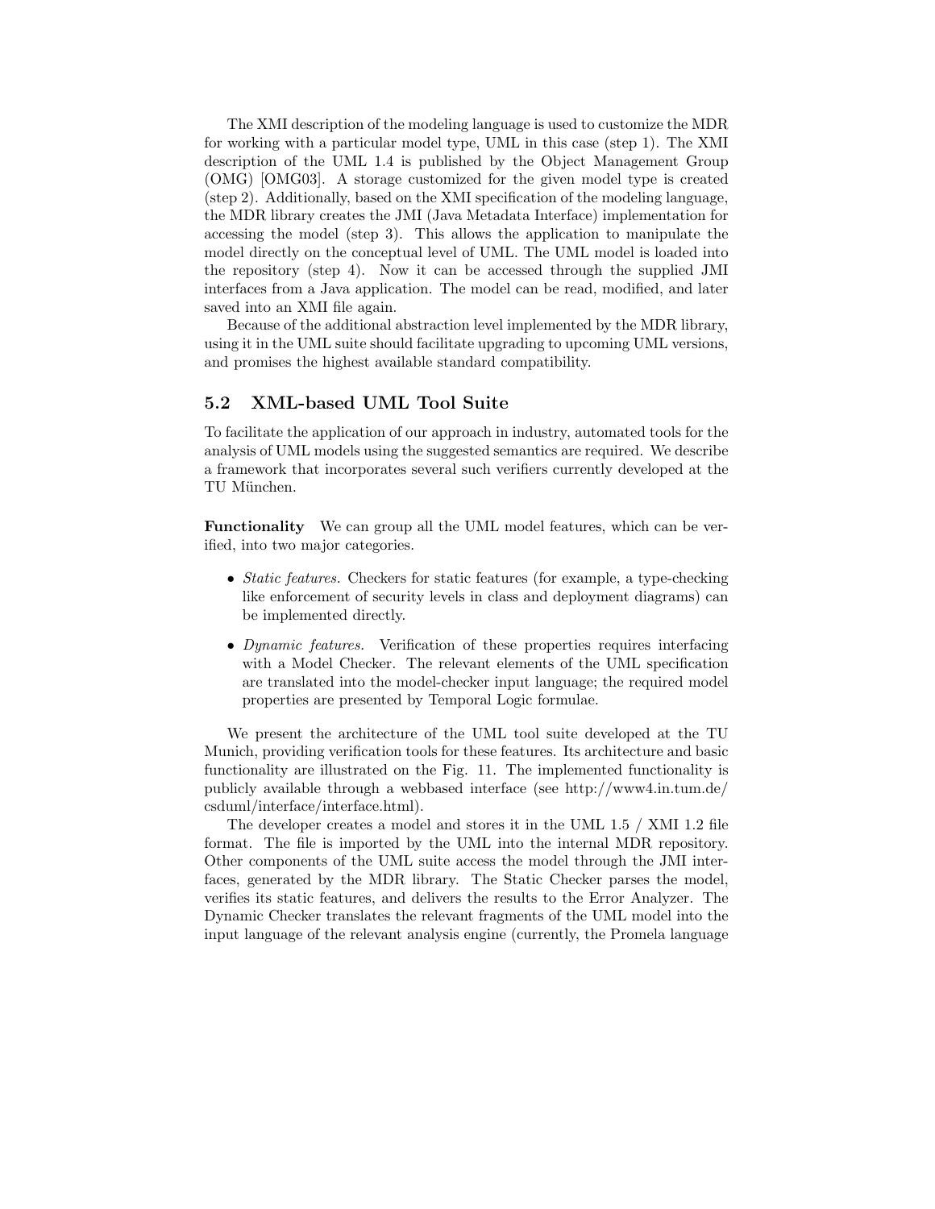The XMI description of the modeling language is used to customize the MDR for working with a particular model type, UML in this case (step 1). The XMI description of the UML 1.4 is published by the Object Management Group (OMG) [OMG03]. A storage customized for the given model type is created (step 2). Additionally, based on the XMI specification of the modeling language, the MDR library creates the JMI (Java Metadata Interface) implementation for accessing the model (step 3). This allows the application to manipulate the model directly on the conceptual level of UML. The UML model is loaded into the repository (step 4). Now it can be accessed through the supplied JMI interfaces from a Java application. The model can be read, modified, and later saved into an XMI file again.

Because of the additional abstraction level implemented by the MDR library, using it in the UML suite should facilitate upgrading to upcoming UML versions, and promises the highest available standard compatibility.

## 5.2 XML-based UML Tool Suite

To facilitate the application of our approach in industry, automated tools for the analysis of UML models using the suggested semantics are required. We describe a framework that incorporates several such verifiers currently developed at the TU München.

**Functionality** We can group all the UML model features, which can be verified, into two major categories.

- *Static features.* Checkers for static features (for example, a type-checking like enforcement of security levels in class and deployment diagrams) can be implemented directly.
- *Dynamic features.* Verification of these properties requires interfacing with a Model Checker. The relevant elements of the UML specification are translated into the model-checker input language; the required model properties are presented by Temporal Logic formulae.

We present the architecture of the UML tool suite developed at the TU Munich, providing verification tools for these features. Its architecture and basic functionality are illustrated on the Fig. 11. The implemented functionality is publicly available through a webbased interface (see http://www4.in.tum.de/csduml/interface/interface.html).

The developer creates a model and stores it in the UML 1.5 / XMI 1.2 file format. The file is imported by the UML into the internal MDR repository. Other components of the UML suite access the model through the JMI interfaces, generated by the MDR library. The Static Checker parses the model, verifies its static features, and delivers the results to the Error Analyzer. The Dynamic Checker translates the relevant fragments of the UML model into the input language of the relevant analysis engine (currently, the Promela language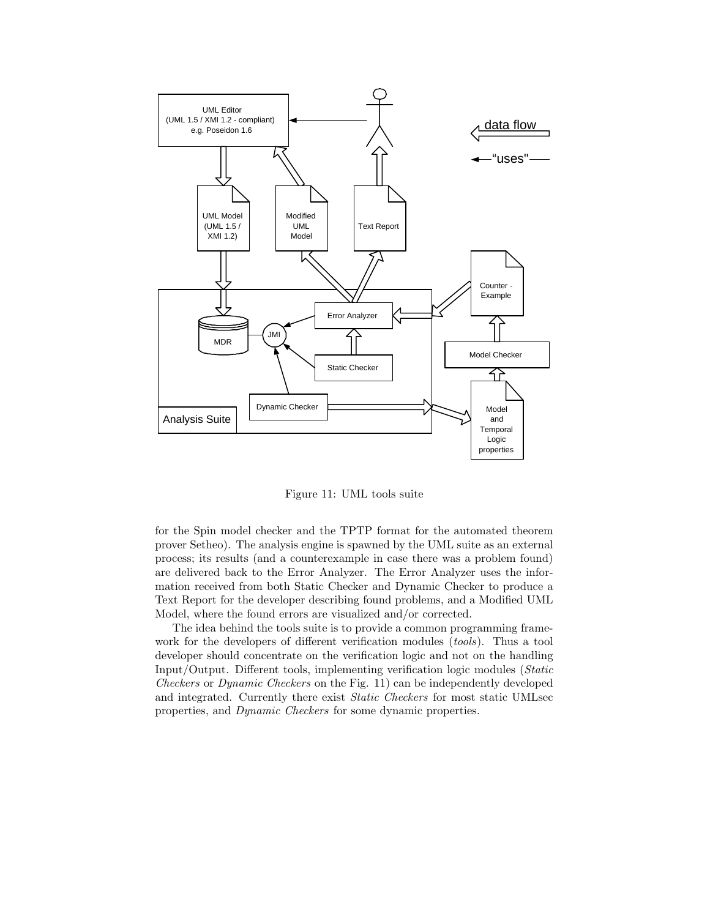Figure 11: UML tools suite

for the Spin model checker and the TPTP format for the automated theorem prover Setheo). The analysis engine is spawned by the UML suite as an external process; its results (and a counterexample in case there was a problem found) are delivered back to the Error Analyzer. The Error Analyzer uses the information received from both Static Checker and Dynamic Checker to produce a Text Report for the developer describing found problems, and a Modified UML Model, where the found errors are visualized and/or corrected.

The idea behind the tools suite is to provide a common programming framework for the developers of different verification modules (*tools*). Thus a tool developer should concentrate on the verification logic and not on the handling Input/Output. Different tools, implementing verification logic modules (*Static Checkers* or *Dynamic Checkers* on the Fig. 11) can be independently developed and integrated. Currently there exist *Static Checkers* for most static UMLsec properties, and *Dynamic Checkers* for some dynamic properties.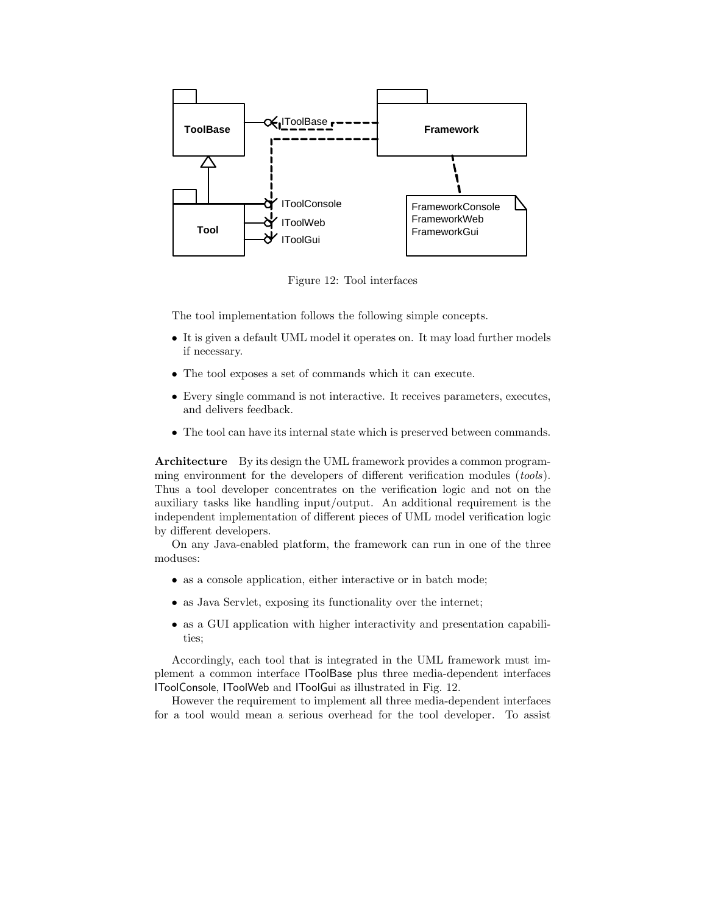Figure 12: Tool interfaces

The tool implementation follows the following simple concepts.

- It is given a default UML model it operates on. It may load further models if necessary.
- The tool exposes a set of commands which it can execute.
- Every single command is not interactive. It receives parameters, executes, and delivers feedback.
- The tool can have its internal state which is preserved between commands.

**Architecture** By its design the UML framework provides a common programming environment for the developers of different verification modules (*tools*). Thus a tool developer concentrates on the verification logic and not on the auxiliary tasks like handling input/output. An additional requirement is the independent implementation of different pieces of UML model verification logic by different developers.

On any Java-enabled platform, the framework can run in one of the three moduses:

- as a console application, either interactive or in batch mode;
- as Java Servlet, exposing its functionality over the internet;
- as a GUI application with higher interactivity and presentation capabilities;

Accordingly, each tool that is integrated in the UML framework must implement a common interface IToolBase plus three media-dependent interfaces IToolConsole, IToolWeb and IToolGui as illustrated in Fig. 12.

However the requirement to implement all three media-dependent interfaces for a tool would mean a serious overhead for the tool developer. To assist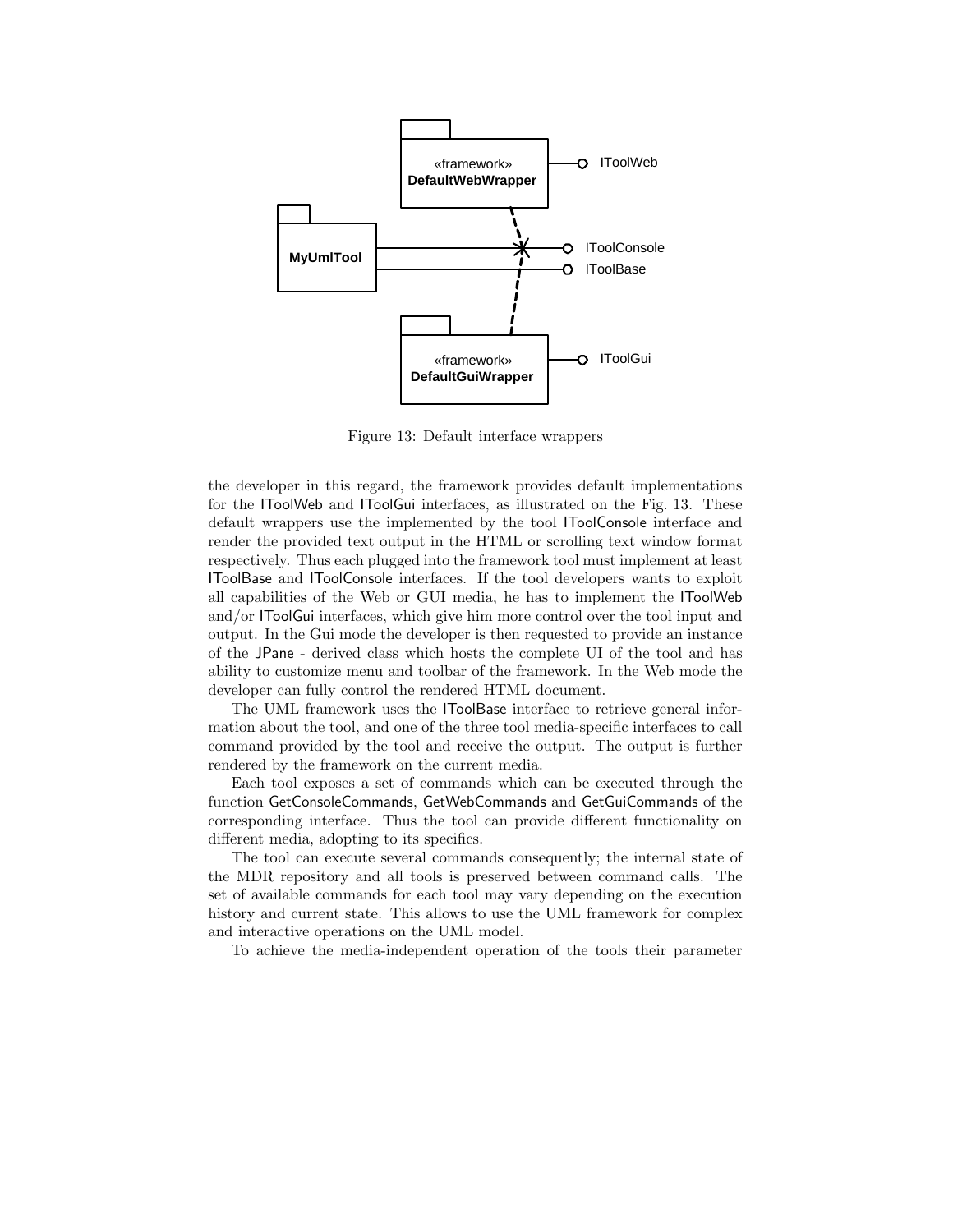Figure 13: Default interface wrappers

the developer in this regard, the framework provides default implementations for the IToolWeb and IToolGui interfaces, as illustrated on the Fig. 13. These default wrappers use the implemented by the tool IToolConsole interface and render the provided text output in the HTML or scrolling text window format respectively. Thus each plugged into the framework tool must implement at least IToolBase and IToolConsole interfaces. If the tool developers wants to exploit all capabilities of the Web or GUI media, he has to implement the IToolWeb and/or IToolGui interfaces, which give him more control over the tool input and output. In the Gui mode the developer is then requested to provide an instance of the JPane - derived class which hosts the complete UI of the tool and has ability to customize menu and toolbar of the framework. In the Web mode the developer can fully control the rendered HTML document.

The UML framework uses the IToolBase interface to retrieve general information about the tool, and one of the three tool media-specific interfaces to call command provided by the tool and receive the output. The output is further rendered by the framework on the current media.

Each tool exposes a set of commands which can be executed through the function GetConsoleCommands, GetWebCommands and GetGuiCommands of the corresponding interface. Thus the tool can provide different functionality on different media, adopting to its specifics.

The tool can execute several commands consequently; the internal state of the MDR repository and all tools is preserved between command calls. The set of available commands for each tool may vary depending on the execution history and current state. This allows to use the UML framework for complex and interactive operations on the UML model.

To achieve the media-independent operation of the tools their parameter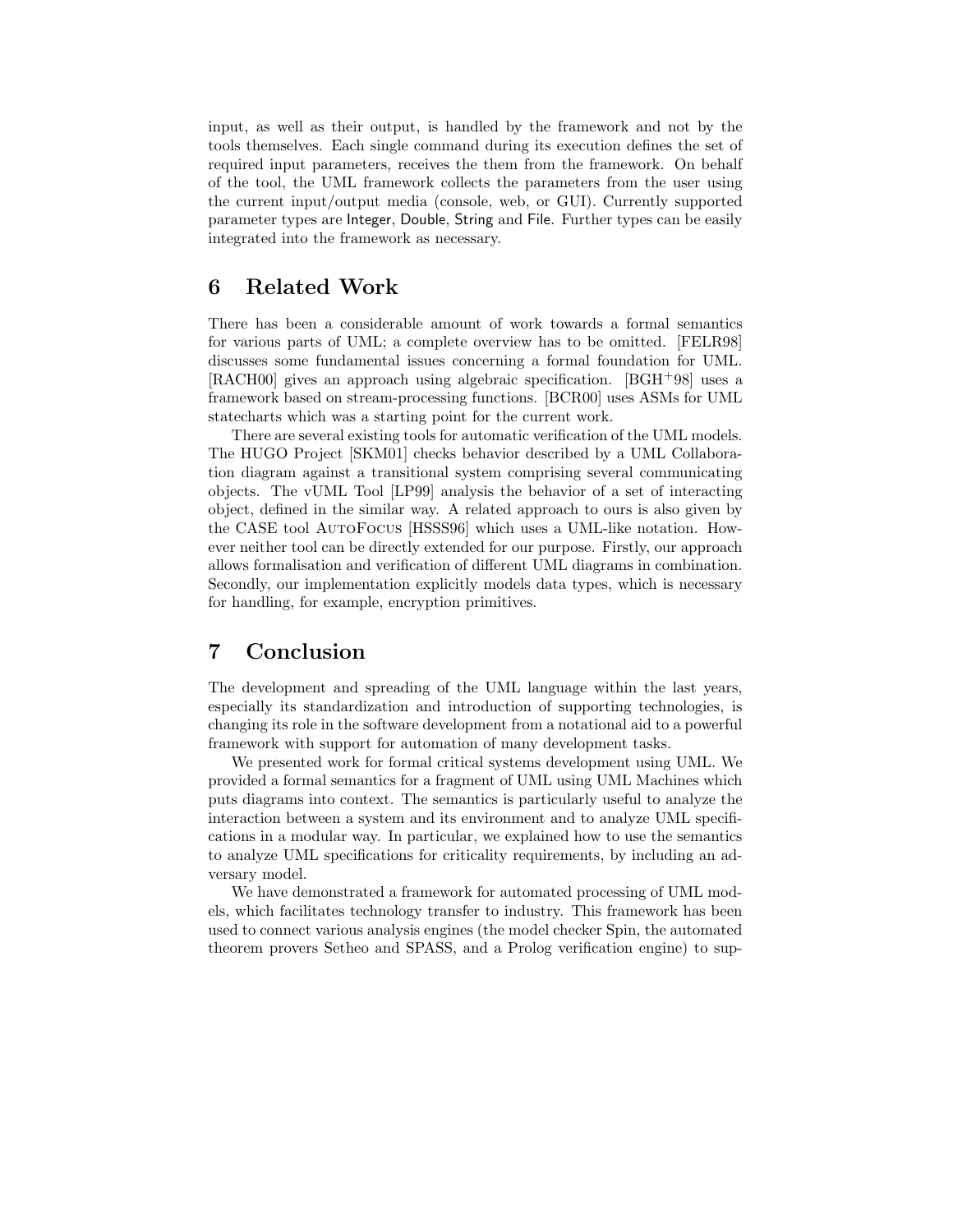input, as well as their output, is handled by the framework and not by the tools themselves. Each single command during its execution defines the set of required input parameters, receives the them from the framework. On behalf of the tool, the UML framework collects the parameters from the user using the current input/output media (console, web, or GUI). Currently supported parameter types are Integer, Double, String and File. Further types can be easily integrated into the framework as necessary.

## 6 Related Work

There has been a considerable amount of work towards a formal semantics for various parts of UML; a complete overview has to be omitted. [FELR98] discusses some fundamental issues concerning a formal foundation for UML. [RACH00] gives an approach using algebraic specification. [BGH+98] uses a framework based on stream-processing functions. [BCR00] uses ASMs for UML statecharts which was a starting point for the current work.

There are several existing tools for automatic verification of the UML models. The HUGO Project [SKM01] checks behavior described by a UML Collaboration diagram against a transitional system comprising several communicating objects. The vUML Tool [LP99] analysis the behavior of a set of interacting object, defined in the similar way. A related approach to ours is also given by the CASE tool AutoFocus [HSSS96] which uses a UML-like notation. However neither tool can be directly extended for our purpose. Firstly, our approach allows formalisation and verification of different UML diagrams in combination. Secondly, our implementation explicitly models data types, which is necessary for handling, for example, encryption primitives.

## 7 Conclusion

The development and spreading of the UML language within the last years, especially its standardization and introduction of supporting technologies, is changing its role in the software development from a notational aid to a powerful framework with support for automation of many development tasks.

We presented work for formal critical systems development using UML. We provided a formal semantics for a fragment of UML using UML Machines which puts diagrams into context. The semantics is particularly useful to analyze the interaction between a system and its environment and to analyze UML specifications in a modular way. In particular, we explained how to use the semantics to analyze UML specifications for criticality requirements, by including an adversary model.

We have demonstrated a framework for automated processing of UML models, which facilitates technology transfer to industry. This framework has been used to connect various analysis engines (the model checker Spin, the automated theorem provers Setheo and SPASS, and a Prolog verification engine) to sup-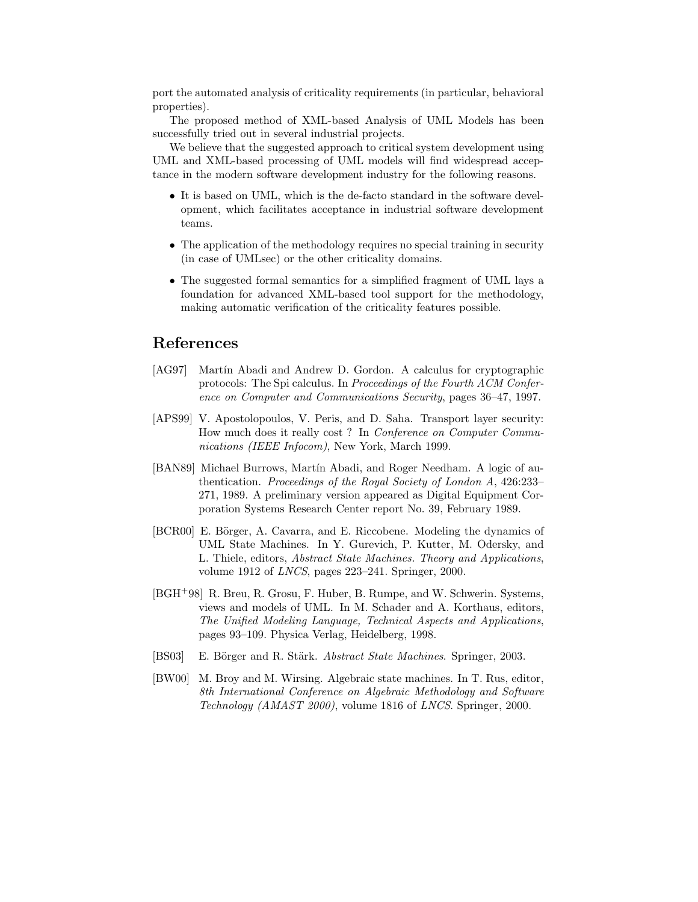port the automated analysis of criticality requirements (in particular, behavioral properties).

The proposed method of XML-based Analysis of UML Models has been successfully tried out in several industrial projects.

We believe that the suggested approach to critical system development using UML and XML-based processing of UML models will find widespread acceptance in the modern software development industry for the following reasons.

- It is based on UML, which is the de-facto standard in the software development, which facilitates acceptance in industrial software development teams.
- The application of the methodology requires no special training in security (in case of UMLsec) or the other criticality domains.
- The suggested formal semantics for a simplified fragment of UML lays a foundation for advanced XML-based tool support for the methodology, making automatic verification of the criticality features possible.

## References

[AG97] Martín Abadi and Andrew D. Gordon. A calculus for cryptographic protocols: The Spi calculus. In *Proceedings of the Fourth ACM Conference on Computer and Communications Security*, pages 36–47, 1997.

[APS99] V. Apostolopoulos, V. Peris, and D. Saha. Transport layer security: How much does it really cost ? In *Conference on Computer Communications (IEEE Infocom)*, New York, March 1999.

[BAN89] Michael Burrows, Martín Abadi, and Roger Needham. A logic of authentication. *Proceedings of the Royal Society of London A*, 426:233–271, 1989. A preliminary version appeared as Digital Equipment Corporation Systems Research Center report No. 39, February 1989.

[BCR00] E. Börger, A. Cavarra, and E. Riccobene. Modeling the dynamics of UML State Machines. In Y. Gurevich, P. Kutter, M. Odersky, and L. Thiele, editors, *Abstract State Machines. Theory and Applications*, volume 1912 of *LNCS*, pages 223–241. Springer, 2000.

[BGH+98] R. Breu, R. Grosu, F. Huber, B. Rumpe, and W. Schwerin. Systems, views and models of UML. In M. Schader and A. Korthaus, editors, *The Unified Modeling Language, Technical Aspects and Applications*, pages 93–109. Physica Verlag, Heidelberg, 1998.

[BS03] E. Börger and R. Stärk. *Abstract State Machines*. Springer, 2003.

[BW00] M. Broy and M. Wirsing. Algebraic state machines. In T. Rus, editor, *8th International Conference on Algebraic Methodology and Software Technology (AMAST 2000)*, volume 1816 of *LNCS*. Springer, 2000.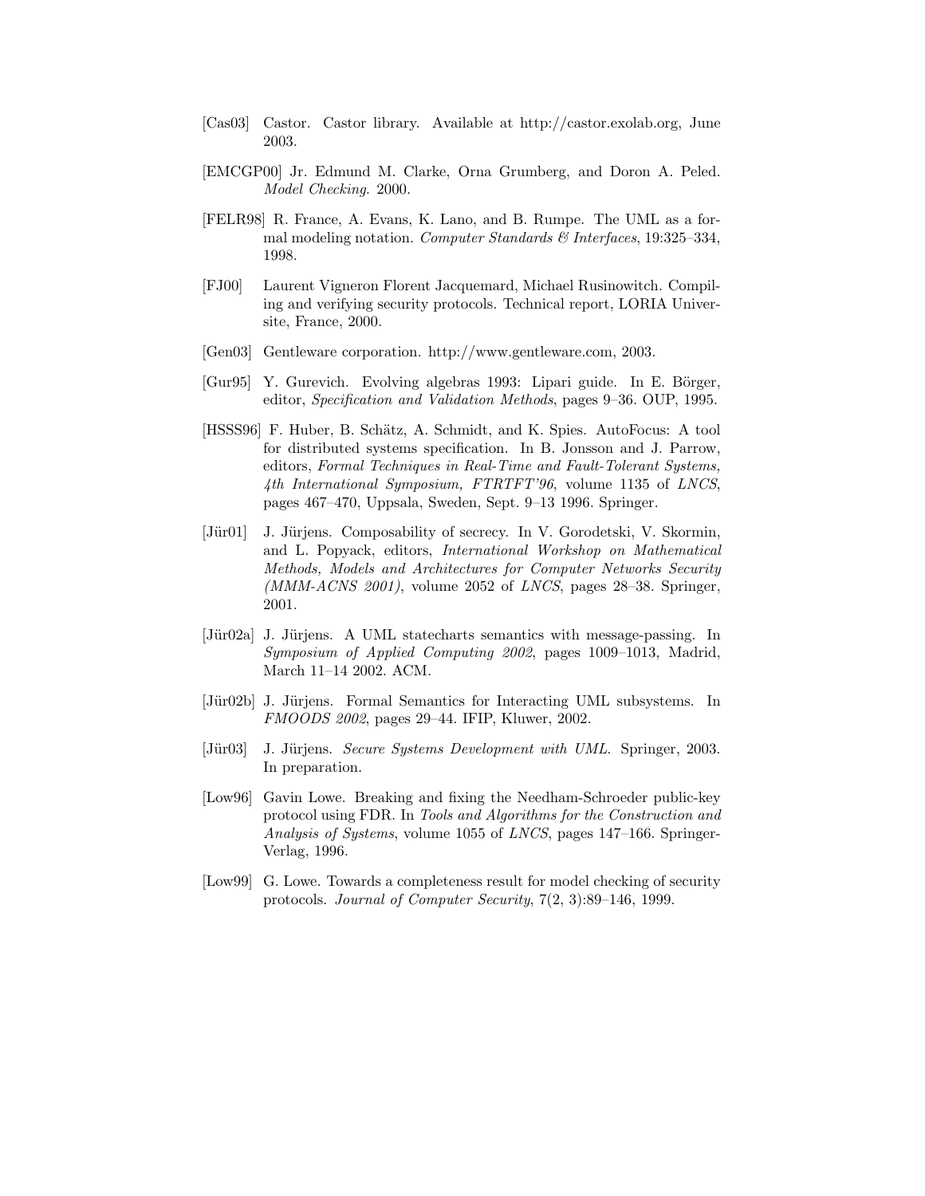[Cas03] Castor. Castor library. Available at http://castor.exolab.org, June 2003.

[EMCGP00] Jr. Edmund M. Clarke, Orna Grumberg, and Doron A. Peled. *Model Checking*. 2000.

[FELR98] R. France, A. Evans, K. Lano, and B. Rumpe. The UML as a formal modeling notation. *Computer Standards & Interfaces*, 19:325–334, 1998.

[FJ00] Laurent Vigneron Florent Jacquemard, Michael Rusinowitch. Compiling and verifying security protocols. Technical report, LORIA Universite, France, 2000.

[Gen03] Gentleware corporation. http://www.gentleware.com, 2003.

[Gur95] Y. Gurevich. Evolving algebras 1993: Lipari guide. In E. Börger, editor, *Specification and Validation Methods*, pages 9–36. OUP, 1995.

[HSSS96] F. Huber, B. Schätz, A. Schmidt, and K. Spies. AutoFocus: A tool for distributed systems specification. In B. Jonsson and J. Parrow, editors, *Formal Techniques in Real-Time and Fault-Tolerant Systems, 4th International Symposium, FTRTFT'96*, volume 1135 of *LNCS*, pages 467–470, Uppsala, Sweden, Sept. 9–13 1996. Springer.

[Jür01] J. Jürjens. Composability of secrecy. In V. Gorodetski, V. Skormin, and L. Popyack, editors, *International Workshop on Mathematical Methods, Models and Architectures for Computer Networks Security (MMM-ACNS 2001)*, volume 2052 of *LNCS*, pages 28–38. Springer, 2001.

[Jür02a] J. Jürjens. A UML statecharts semantics with message-passing. In *Symposium of Applied Computing 2002*, pages 1009–1013, Madrid, March 11–14 2002. ACM.

[Jür02b] J. Jürjens. Formal Semantics for Interacting UML subsystems. In *FMOODS 2002*, pages 29–44. IFIP, Kluwer, 2002.

[Jür03] J. Jürjens. *Secure Systems Development with UML*. Springer, 2003. In preparation.

[Low96] Gavin Lowe. Breaking and fixing the Needham-Schroeder public-key protocol using FDR. In *Tools and Algorithms for the Construction and Analysis of Systems*, volume 1055 of *LNCS*, pages 147–166. Springer-Verlag, 1996.

[Low99] G. Lowe. Towards a completeness result for model checking of security protocols. *Journal of Computer Security*, 7(2, 3):89–146, 1999.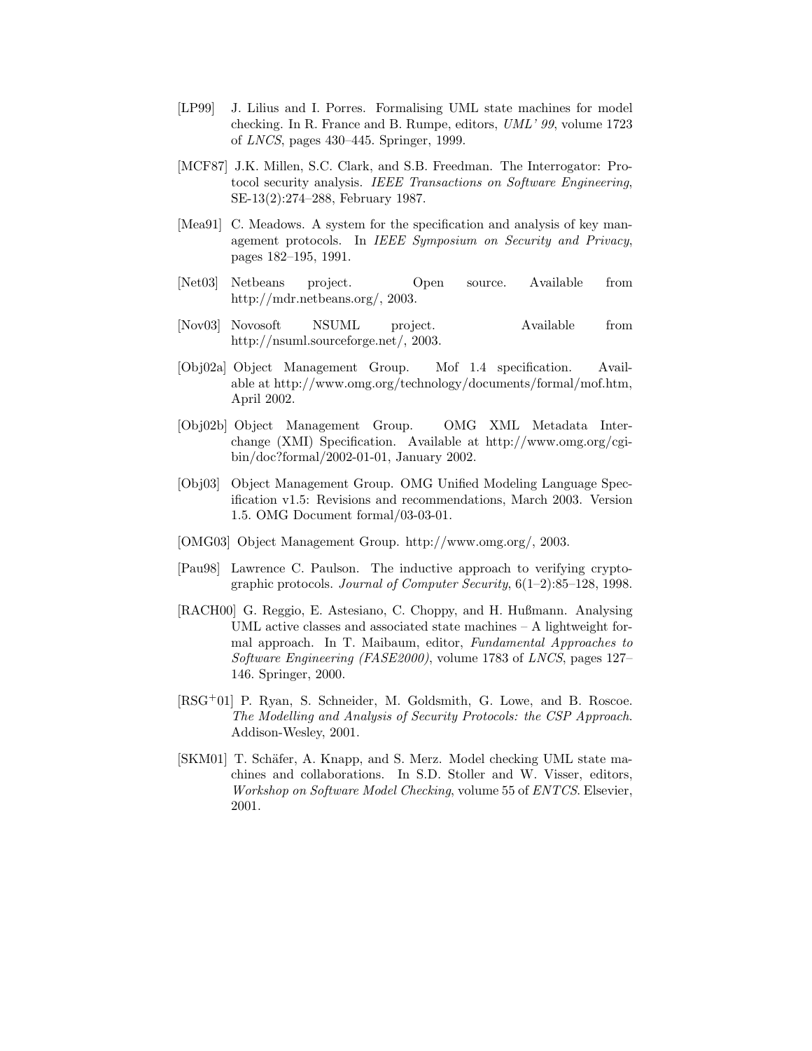[LP99] J. Lilius and I. Porres. Formalising UML state machines for model checking. In R. France and B. Rumpe, editors, *UML' 99*, volume 1723 of *LNCS*, pages 430–445. Springer, 1999.

[MCF87] J.K. Millen, S.C. Clark, and S.B. Freedman. The Interrogator: Protocol security analysis. *IEEE Transactions on Software Engineering*, SE-13(2):274–288, February 1987.

[Mea91] C. Meadows. A system for the specification and analysis of key management protocols. In *IEEE Symposium on Security and Privacy*, pages 182–195, 1991.

[Net03] Netbeans project. Open source. Available from http://mdr.netbeans.org/, 2003.

[Nov03] Novosoft NSUML project. Available from http://nsuml.sourceforge.net/, 2003.

[Obj02a] Object Management Group. Mof 1.4 specification. Available at http://www.omg.org/technology/documents/formal/mof.htm, April 2002.

[Obj02b] Object Management Group. OMG XML Metadata Interchange (XMI) Specification. Available at http://www.omg.org/cgi-bin/doc?formal/2002-01-01, January 2002.

[Obj03] Object Management Group. OMG Unified Modeling Language Specification v1.5: Revisions and recommendations, March 2003. Version 1.5. OMG Document formal/03-03-01.

[OMG03] Object Management Group. http://www.omg.org/, 2003.

[Pau98] Lawrence C. Paulson. The inductive approach to verifying cryptographic protocols. *Journal of Computer Security*, 6(1–2):85–128, 1998.

[RACH00] G. Reggio, E. Astesiano, C. Choppy, and H. Hußmann. Analysing UML active classes and associated state machines – A lightweight formal approach. In T. Maibaum, editor, *Fundamental Approaches to Software Engineering (FASE2000)*, volume 1783 of *LNCS*, pages 127–146. Springer, 2000.

[RSG+01] P. Ryan, S. Schneider, M. Goldsmith, G. Lowe, and B. Roscoe. *The Modelling and Analysis of Security Protocols: the CSP Approach*. Addison-Wesley, 2001.

[SKM01] T. Schäfer, A. Knapp, and S. Merz. Model checking UML state machines and collaborations. In S.D. Stoller and W. Visser, editors, *Workshop on Software Model Checking*, volume 55 of *ENTCS*. Elsevier, 2001.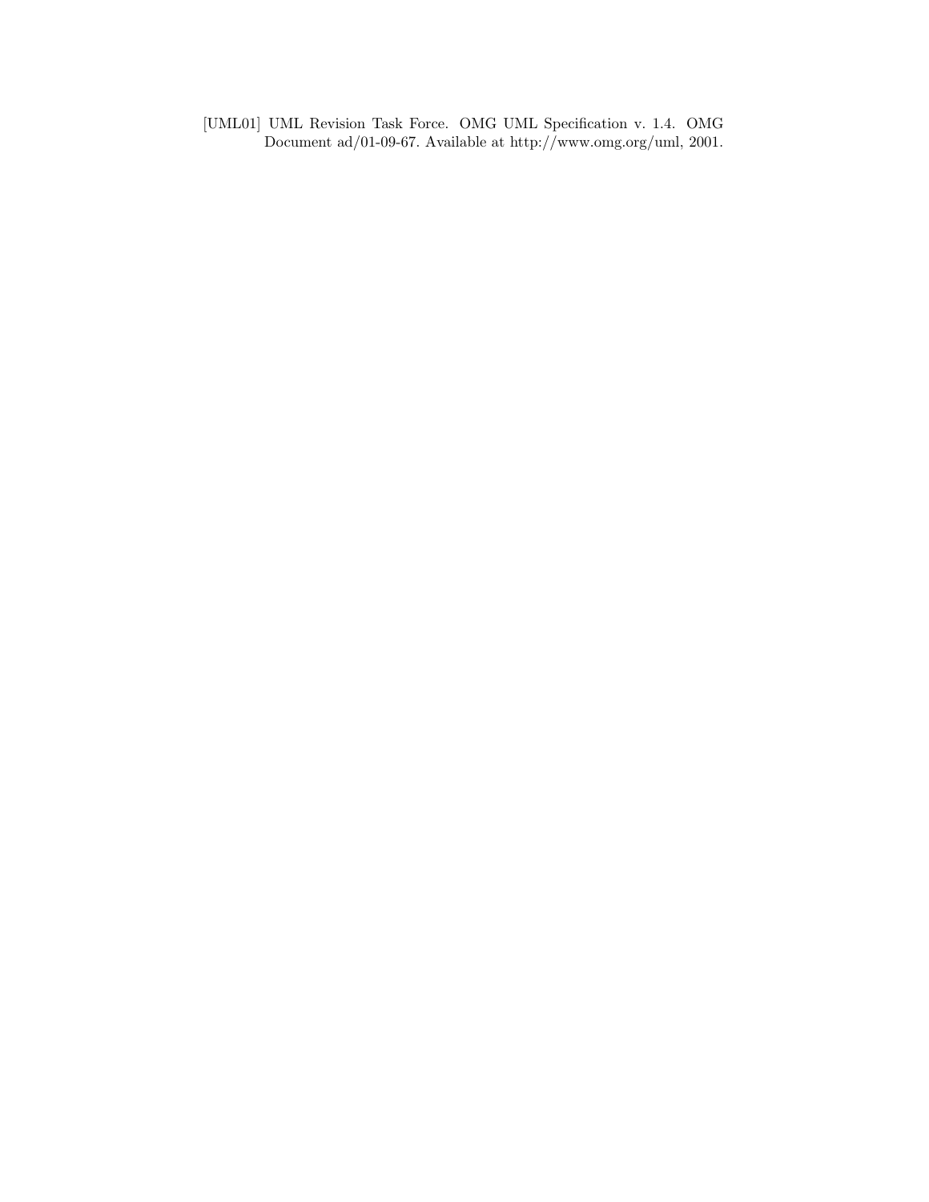[UML01] UML Revision Task Force. OMG UML Specification v. 1.4. OMG Document ad/01-09-67. Available at http://www.omg.org/uml, 2001.